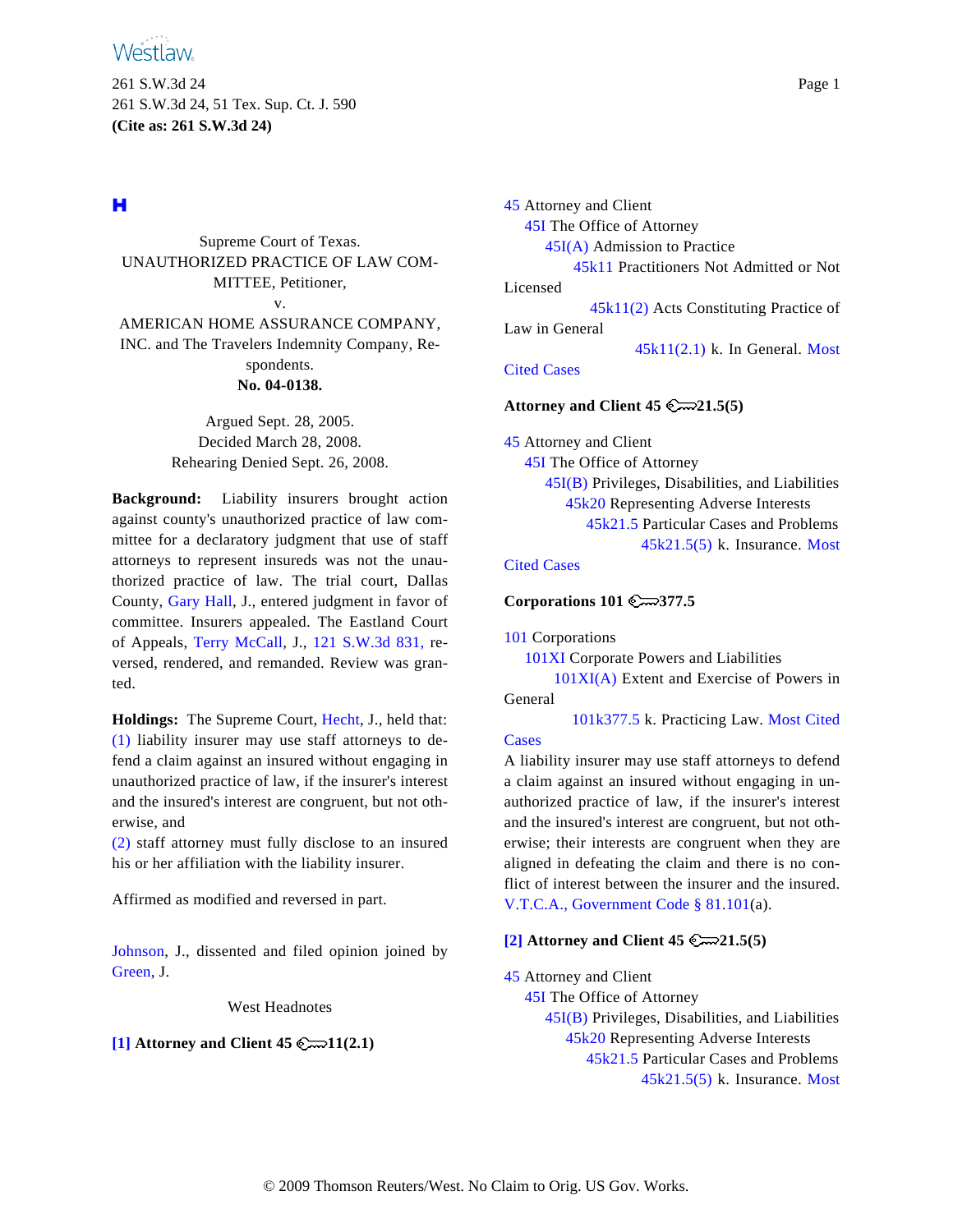Supreme Court of Texas.
UNAUTHORIZED PRACTICE OF LAW COMMITTEE, Petitioner,
v.
AMERICAN HOME ASSURANCE COMPANY, INC. and The Travelers Indemnity Company, Respondents.
**No. 04-0138.**

Argued Sept. 28, 2005.
Decided March 28, 2008.
Rehearing Denied Sept. 26, 2008.

**Background:** Liability insurers brought action against county's unauthorized practice of law committee for a declaratory judgment that use of staff attorneys to represent insureds was not the unauthorized practice of law. The trial court, Dallas County, Gary Hall, J., entered judgment in favor of committee. Insurers appealed. The Eastland Court of Appeals, Terry McCall, J., 121 S.W.3d 831, reversed, rendered, and remanded. Review was granted.

**Holdings:** The Supreme Court, Hecht, J., held that:
(1) liability insurer may use staff attorneys to defend a claim against an insured without engaging in unauthorized practice of law, if the insurer's interest and the insured's interest are congruent, but not otherwise, and
(2) staff attorney must fully disclose to an insured his or her affiliation with the liability insurer.

Affirmed as modified and reversed in part.

Johnson, J., dissented and filed opinion joined by Green, J.

West Headnotes

**[1] Attorney and Client 45 11(2.1)**

45 Attorney and Client
45I The Office of Attorney
45I(A) Admission to Practice
45k11 Practitioners Not Admitted or Not Licensed
45k11(2) Acts Constituting Practice of Law in General
45k11(2.1) k. In General. Most Cited Cases

**Attorney and Client 45 21.5(5)**

45 Attorney and Client
45I The Office of Attorney
45I(B) Privileges, Disabilities, and Liabilities
45k20 Representing Adverse Interests
45k21.5 Particular Cases and Problems
45k21.5(5) k. Insurance. Most Cited Cases

**Corporations 101 377.5**

101 Corporations
101XI Corporate Powers and Liabilities
101XI(A) Extent and Exercise of Powers in General
101k377.5 k. Practicing Law. Most Cited Cases

A liability insurer may use staff attorneys to defend a claim against an insured without engaging in unauthorized practice of law, if the insurer's interest and the insured's interest are congruent, but not otherwise; their interests are congruent when they are aligned in defeating the claim and there is no conflict of interest between the insurer and the insured. V.T.C.A., Government Code § 81.101(a).

**[2] Attorney and Client 45 21.5(5)**

45 Attorney and Client
45I The Office of Attorney
45I(B) Privileges, Disabilities, and Liabilities
45k20 Representing Adverse Interests
45k21.5 Particular Cases and Problems
45k21.5(5) k. Insurance. Most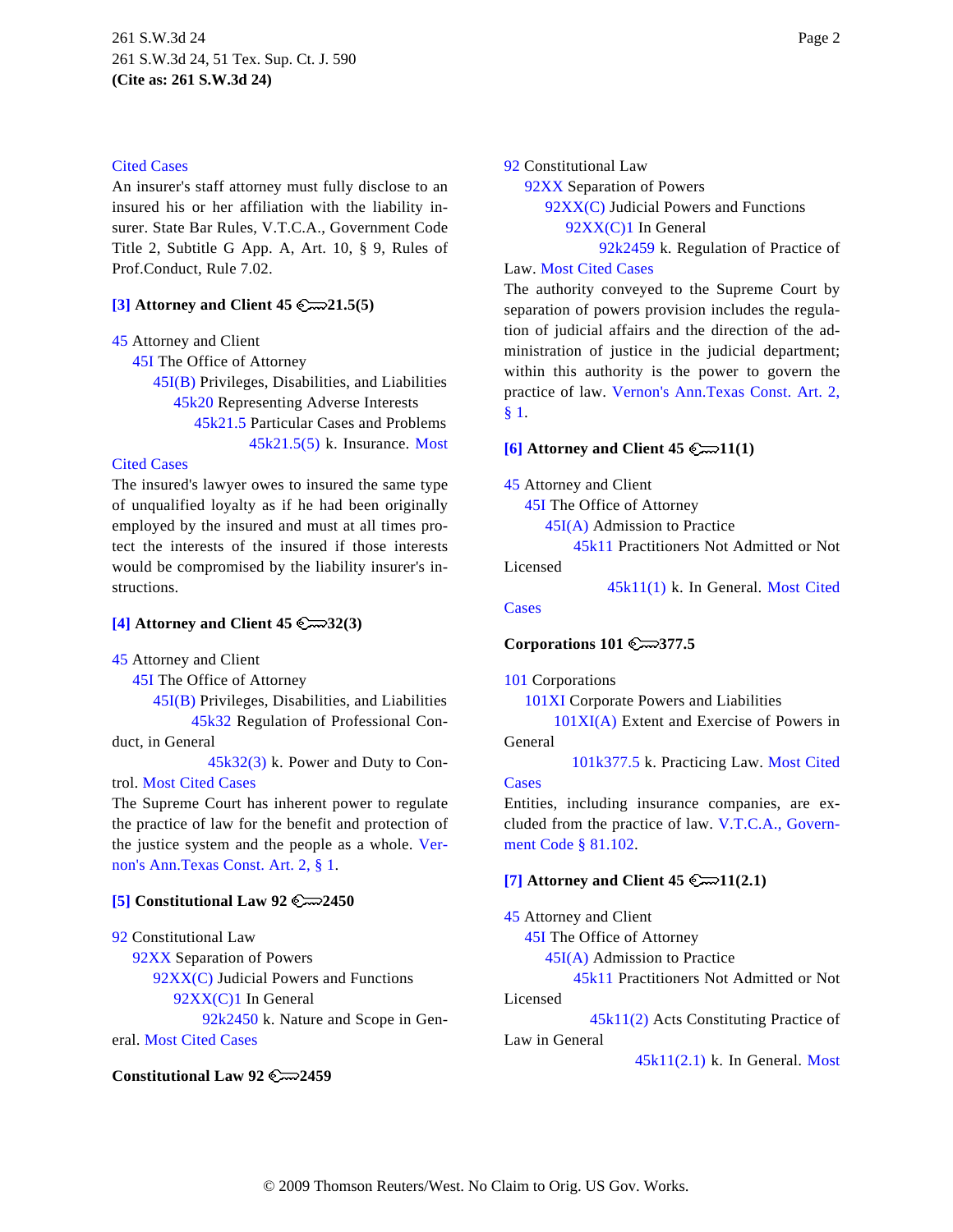Cited Cases

An insurer's staff attorney must fully disclose to an insured his or her affiliation with the liability insurer. State Bar Rules, V.T.C.A., Government Code Title 2, Subtitle G App. A, Art. 10, § 9, Rules of Prof.Conduct, Rule 7.02.

**[3] Attorney and Client 45 ⚷21.5(5)**

45 Attorney and Client
45I The Office of Attorney
45I(B) Privileges, Disabilities, and Liabilities
45k20 Representing Adverse Interests
45k21.5 Particular Cases and Problems
45k21.5(5) k. Insurance. Most Cited Cases

The insured's lawyer owes to insured the same type of unqualified loyalty as if he had been originally employed by the insured and must at all times protect the interests of the insured if those interests would be compromised by the liability insurer's instructions.

**[4] Attorney and Client 45 ⚷32(3)**

45 Attorney and Client
45I The Office of Attorney
45I(B) Privileges, Disabilities, and Liabilities
45k32 Regulation of Professional Conduct, in General
45k32(3) k. Power and Duty to Control. Most Cited Cases

The Supreme Court has inherent power to regulate the practice of law for the benefit and protection of the justice system and the people as a whole. Vernon's Ann.Texas Const. Art. 2, § 1.

**[5] Constitutional Law 92 ⚷2450**

92 Constitutional Law
92XX Separation of Powers
92XX(C) Judicial Powers and Functions
92XX(C)1 In General
92k2450 k. Nature and Scope in General. Most Cited Cases

**Constitutional Law 92 ⚷2459**

92 Constitutional Law
92XX Separation of Powers
92XX(C) Judicial Powers and Functions
92XX(C)1 In General
92k2459 k. Regulation of Practice of Law. Most Cited Cases

The authority conveyed to the Supreme Court by separation of powers provision includes the regulation of judicial affairs and the direction of the administration of justice in the judicial department; within this authority is the power to govern the practice of law. Vernon's Ann.Texas Const. Art. 2, § 1.

**[6] Attorney and Client 45 ⚷11(1)**

45 Attorney and Client
45I The Office of Attorney
45I(A) Admission to Practice
45k11 Practitioners Not Admitted or Not Licensed
45k11(1) k. In General. Most Cited Cases

**Corporations 101 ⚷377.5**

101 Corporations
101XI Corporate Powers and Liabilities
101XI(A) Extent and Exercise of Powers in General
101k377.5 k. Practicing Law. Most Cited Cases

Entities, including insurance companies, are excluded from the practice of law. V.T.C.A., Government Code § 81.102.

**[7] Attorney and Client 45 ⚷11(2.1)**

45 Attorney and Client
45I The Office of Attorney
45I(A) Admission to Practice
45k11 Practitioners Not Admitted or Not Licensed
45k11(2) Acts Constituting Practice of Law in General
45k11(2.1) k. In General. Most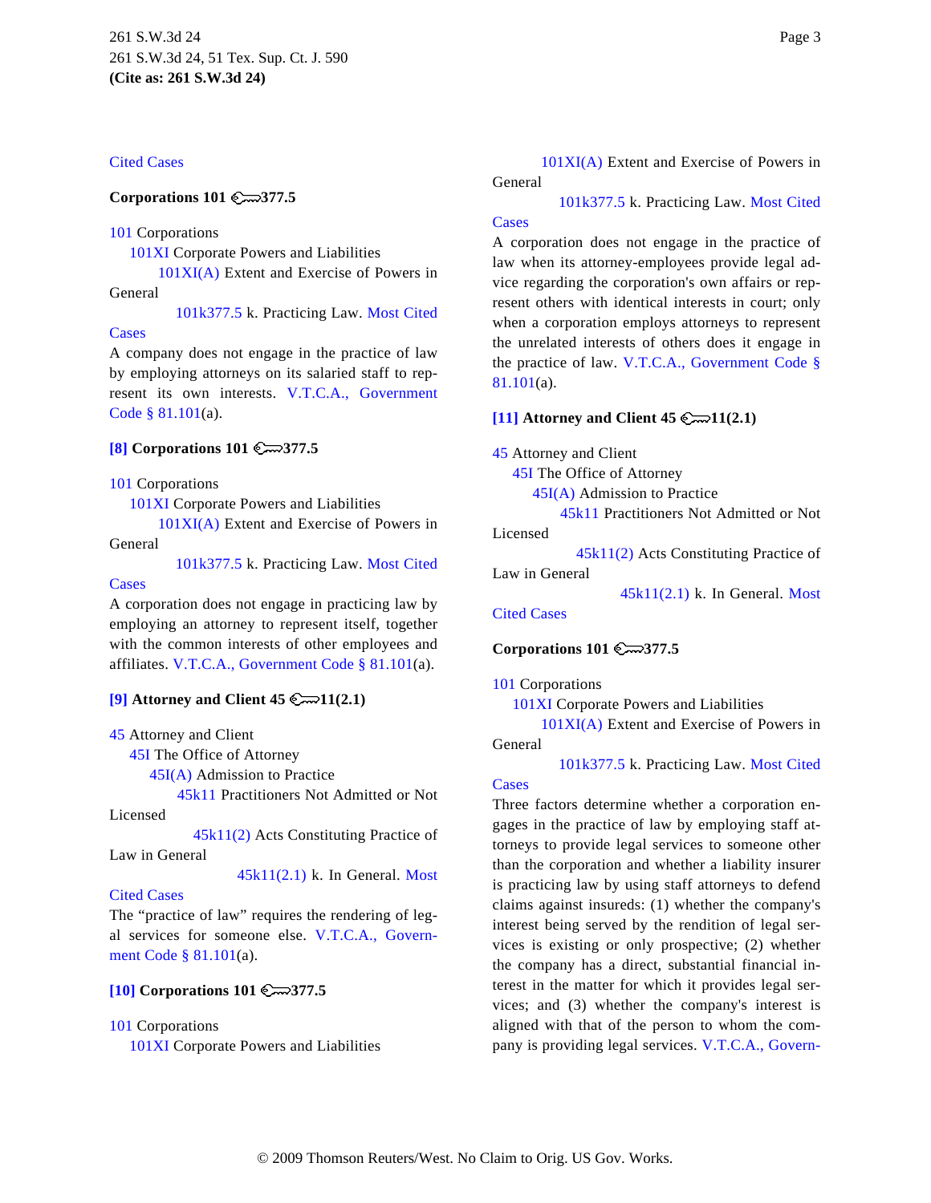Cited Cases

**Corporations 101 377.5**

101 Corporations
101XI Corporate Powers and Liabilities
101XI(A) Extent and Exercise of Powers in General
101k377.5 k. Practicing Law. Most Cited Cases

A company does not engage in the practice of law by employing attorneys on its salaried staff to represent its own interests. V.T.C.A., Government Code § 81.101(a).

**[8] Corporations 101 377.5**

101 Corporations
101XI Corporate Powers and Liabilities
101XI(A) Extent and Exercise of Powers in General
101k377.5 k. Practicing Law. Most Cited Cases

A corporation does not engage in practicing law by employing an attorney to represent itself, together with the common interests of other employees and affiliates. V.T.C.A., Government Code § 81.101(a).

**[9] Attorney and Client 45 11(2.1)**

45 Attorney and Client
45I The Office of Attorney
45I(A) Admission to Practice
45k11 Practitioners Not Admitted or Not Licensed
45k11(2) Acts Constituting Practice of Law in General
45k11(2.1) k. In General. Most Cited Cases

The "practice of law" requires the rendering of legal services for someone else. V.T.C.A., Government Code § 81.101(a).

**[10] Corporations 101 377.5**

101 Corporations
101XI Corporate Powers and Liabilities
101XI(A) Extent and Exercise of Powers in General
101k377.5 k. Practicing Law. Most Cited Cases

A corporation does not engage in the practice of law when its attorney-employees provide legal advice regarding the corporation's own affairs or represent others with identical interests in court; only when a corporation employs attorneys to represent the unrelated interests of others does it engage in the practice of law. V.T.C.A., Government Code § 81.101(a).

**[11] Attorney and Client 45 11(2.1)**

45 Attorney and Client
45I The Office of Attorney
45I(A) Admission to Practice
45k11 Practitioners Not Admitted or Not Licensed
45k11(2) Acts Constituting Practice of Law in General
45k11(2.1) k. In General. Most Cited Cases

**Corporations 101 377.5**

101 Corporations
101XI Corporate Powers and Liabilities
101XI(A) Extent and Exercise of Powers in General
101k377.5 k. Practicing Law. Most Cited Cases

Three factors determine whether a corporation engages in the practice of law by employing staff attorneys to provide legal services to someone other than the corporation and whether a liability insurer is practicing law by using staff attorneys to defend claims against insureds: (1) whether the company's interest being served by the rendition of legal services is existing or only prospective; (2) whether the company has a direct, substantial financial interest in the matter for which it provides legal services; and (3) whether the company's interest is aligned with that of the person to whom the company is providing legal services. V.T.C.A., Govern-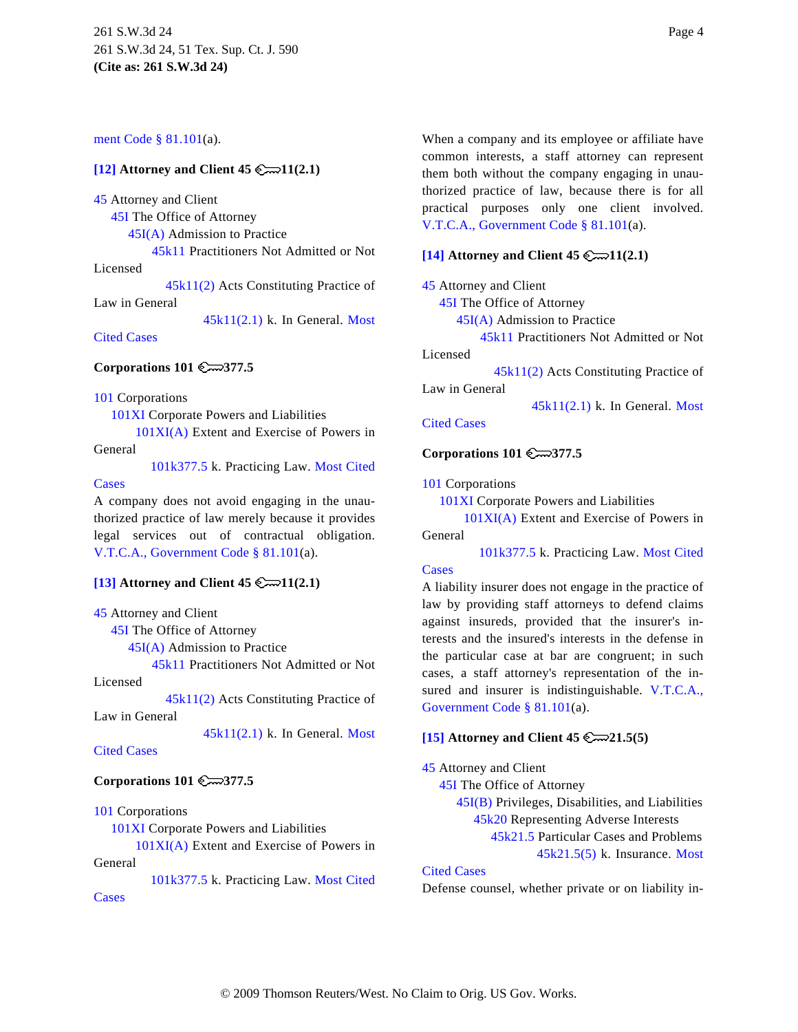ment Code § 81.101(a).

**[12] Attorney and Client 45 🔑11(2.1)**

45 Attorney and Client
 45I The Office of Attorney
  45I(A) Admission to Practice
   45k11 Practitioners Not Admitted or Not Licensed
    45k11(2) Acts Constituting Practice of Law in General
     45k11(2.1) k. In General. Most Cited Cases

**Corporations 101 🔑377.5**

101 Corporations
 101XI Corporate Powers and Liabilities
  101XI(A) Extent and Exercise of Powers in General
   101k377.5 k. Practicing Law. Most Cited Cases

A company does not avoid engaging in the unauthorized practice of law merely because it provides legal services out of contractual obligation. V.T.C.A., Government Code § 81.101(a).

**[13] Attorney and Client 45 🔑11(2.1)**

45 Attorney and Client
 45I The Office of Attorney
  45I(A) Admission to Practice
   45k11 Practitioners Not Admitted or Not Licensed
    45k11(2) Acts Constituting Practice of Law in General
     45k11(2.1) k. In General. Most Cited Cases

**Corporations 101 🔑377.5**

101 Corporations
 101XI Corporate Powers and Liabilities
  101XI(A) Extent and Exercise of Powers in General
   101k377.5 k. Practicing Law. Most Cited Cases

When a company and its employee or affiliate have common interests, a staff attorney can represent them both without the company engaging in unauthorized practice of law, because there is for all practical purposes only one client involved. V.T.C.A., Government Code § 81.101(a).

**[14] Attorney and Client 45 🔑11(2.1)**

45 Attorney and Client
 45I The Office of Attorney
  45I(A) Admission to Practice
   45k11 Practitioners Not Admitted or Not Licensed
    45k11(2) Acts Constituting Practice of Law in General
     45k11(2.1) k. In General. Most Cited Cases

**Corporations 101 🔑377.5**

101 Corporations
 101XI Corporate Powers and Liabilities
  101XI(A) Extent and Exercise of Powers in General
   101k377.5 k. Practicing Law. Most Cited Cases

A liability insurer does not engage in the practice of law by providing staff attorneys to defend claims against insureds, provided that the insurer's interests and the insured's interests in the defense in the particular case at bar are congruent; in such cases, a staff attorney's representation of the insured and insurer is indistinguishable. V.T.C.A., Government Code § 81.101(a).

**[15] Attorney and Client 45 🔑21.5(5)**

45 Attorney and Client
 45I The Office of Attorney
  45I(B) Privileges, Disabilities, and Liabilities
   45k20 Representing Adverse Interests
    45k21.5 Particular Cases and Problems
     45k21.5(5) k. Insurance. Most Cited Cases

Defense counsel, whether private or on liability in-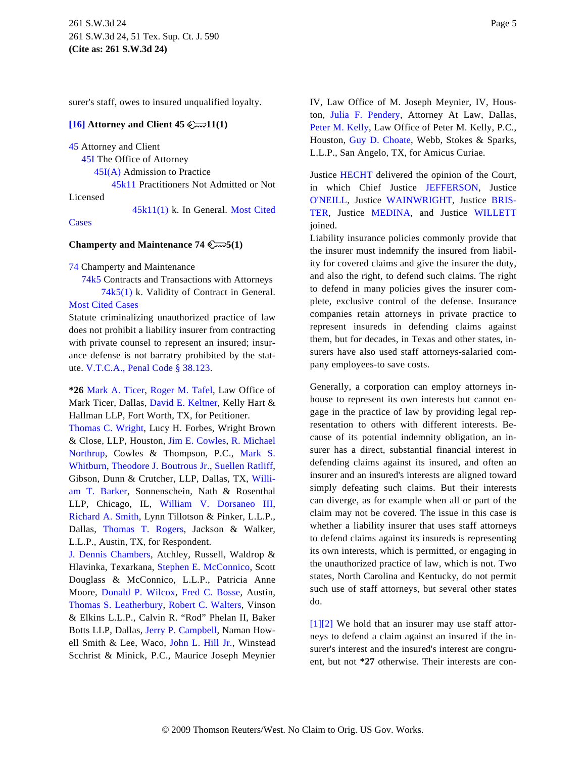surer's staff, owes to insured unqualified loyalty.

**[16] Attorney and Client 45 ⚿11(1)**

45 Attorney and Client
  45I The Office of Attorney
    45I(A) Admission to Practice
      45k11 Practitioners Not Admitted or Not Licensed
        45k11(1) k. In General. Most Cited Cases

**Champerty and Maintenance 74 ⚿5(1)**

74 Champerty and Maintenance
  74k5 Contracts and Transactions with Attorneys
    74k5(1) k. Validity of Contract in General. Most Cited Cases

Statute criminalizing unauthorized practice of law does not prohibit a liability insurer from contracting with private counsel to represent an insured; insurance defense is not barratry prohibited by the statute. V.T.C.A., Penal Code § 38.123.

***26** Mark A. Ticer, Roger M. Tafel, Law Office of Mark Ticer, Dallas, David E. Keltner, Kelly Hart & Hallman LLP, Fort Worth, TX, for Petitioner.

Thomas C. Wright, Lucy H. Forbes, Wright Brown & Close, LLP, Houston, Jim E. Cowles, R. Michael Northrup, Cowles & Thompson, P.C., Mark S. Whitburn, Theodore J. Boutrous Jr., Suellen Ratliff, Gibson, Dunn & Crutcher, LLP, Dallas, TX, William T. Barker, Sonnenschein, Nath & Rosenthal LLP, Chicago, IL, William V. Dorsaneo III, Richard A. Smith, Lynn Tillotson & Pinker, L.L.P., Dallas, Thomas T. Rogers, Jackson & Walker, L.L.P., Austin, TX, for Respondent.

J. Dennis Chambers, Atchley, Russell, Waldrop & Hlavinka, Texarkana, Stephen E. McConnico, Scott Douglass & McConnico, L.L.P., Patricia Anne Moore, Donald P. Wilcox, Fred C. Bosse, Austin, Thomas S. Leatherbury, Robert C. Walters, Vinson & Elkins L.L.P., Calvin R. "Rod" Phelan II, Baker Botts LLP, Dallas, Jerry P. Campbell, Naman Howell Smith & Lee, Waco, John L. Hill Jr., Winstead Scchrist & Minick, P.C., Maurice Joseph Meynier IV, Law Office of M. Joseph Meynier, IV, Houston, Julia F. Pendery, Attorney At Law, Dallas, Peter M. Kelly, Law Office of Peter M. Kelly, P.C., Houston, Guy D. Choate, Webb, Stokes & Sparks, L.L.P., San Angelo, TX, for Amicus Curiae.

Justice HECHT delivered the opinion of the Court, in which Chief Justice JEFFERSON, Justice O'NEILL, Justice WAINWRIGHT, Justice BRISTER, Justice MEDINA, and Justice WILLETT joined.

Liability insurance policies commonly provide that the insurer must indemnify the insured from liability for covered claims and give the insurer the duty, and also the right, to defend such claims. The right to defend in many policies gives the insurer complete, exclusive control of the defense. Insurance companies retain attorneys in private practice to represent insureds in defending claims against them, but for decades, in Texas and other states, insurers have also used staff attorneys-salaried company employees-to save costs.

Generally, a corporation can employ attorneys in-house to represent its own interests but cannot engage in the practice of law by providing legal representation to others with different interests. Because of its potential indemnity obligation, an insurer has a direct, substantial financial interest in defending claims against its insured, and often an insurer and an insured's interests are aligned toward simply defeating such claims. But their interests can diverge, as for example when all or part of the claim may not be covered. The issue in this case is whether a liability insurer that uses staff attorneys to defend claims against its insureds is representing its own interests, which is permitted, or engaging in the unauthorized practice of law, which is not. Two states, North Carolina and Kentucky, do not permit such use of staff attorneys, but several other states do.

[1][2] We hold that an insurer may use staff attorneys to defend a claim against an insured if the insurer's interest and the insured's interest are congruent, but not ***27** otherwise. Their interests are con-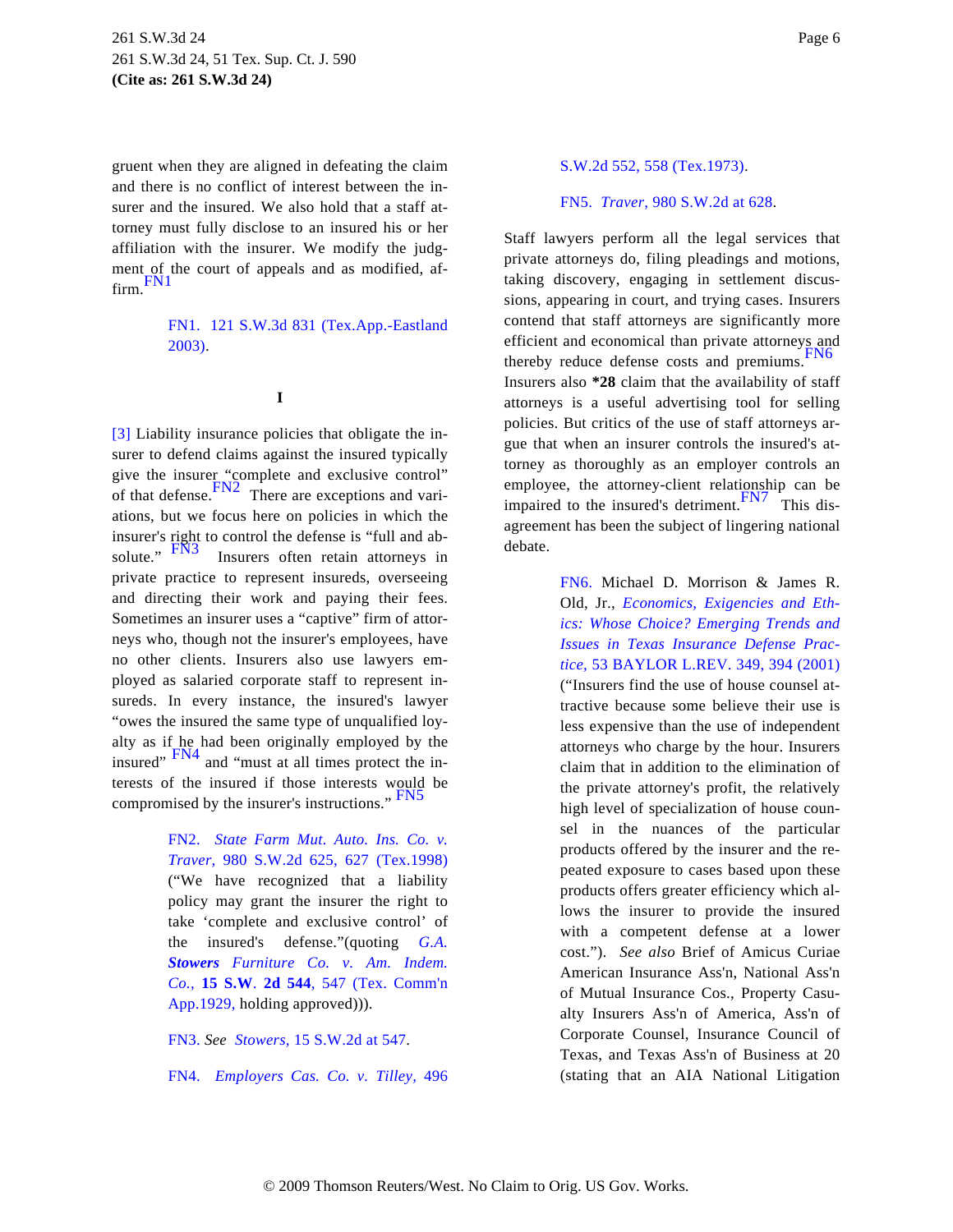gruent when they are aligned in defeating the claim and there is no conflict of interest between the insurer and the insured. We also hold that a staff attorney must fully disclose to an insured his or her affiliation with the insurer. We modify the judgment of the court of appeals and as modified, affirm.[FN1]

FN1. 121 S.W.3d 831 (Tex.App.-Eastland 2003).

**I**

[3] Liability insurance policies that obligate the insurer to defend claims against the insured typically give the insurer "complete and exclusive control" of that defense.[FN2] There are exceptions and variations, but we focus here on policies in which the insurer's right to control the defense is "full and absolute."[FN3] Insurers often retain attorneys in private practice to represent insureds, overseeing and directing their work and paying their fees. Sometimes an insurer uses a "captive" firm of attorneys who, though not the insurer's employees, have no other clients. Insurers also use lawyers employed as salaried corporate staff to represent insureds. In every instance, the insured's lawyer "owes the insured the same type of unqualified loyalty as if he had been originally employed by the insured"[FN4] and "must at all times protect the interests of the insured if those interests would be compromised by the insurer's instructions."[FN5]

FN2. *State Farm Mut. Auto. Ins. Co. v. Traver,* 980 S.W.2d 625, 627 (Tex.1998) ("We have recognized that a liability policy may grant the insurer the right to take 'complete and exclusive control' of the insured's defense."(quoting *G.A. **Stowers** Furniture Co. v. Am. Indem. Co.,* **15 S.W. 2d 544**, 547 (Tex. Comm'n App.1929, holding approved))).

FN3. *See* *Stowers,* 15 S.W.2d at 547.

FN4. *Employers Cas. Co. v. Tilley,* 496 S.W.2d 552, 558 (Tex.1973).

FN5. *Traver,* 980 S.W.2d at 628.

Staff lawyers perform all the legal services that private attorneys do, filing pleadings and motions, taking discovery, engaging in settlement discussions, appearing in court, and trying cases. Insurers contend that staff attorneys are significantly more efficient and economical than private attorneys and thereby reduce defense costs and premiums.[FN6] Insurers also **\*28** claim that the availability of staff attorneys is a useful advertising tool for selling policies. But critics of the use of staff attorneys argue that when an insurer controls the insured's attorney as thoroughly as an employer controls an employee, the attorney-client relationship can be impaired to the insured's detriment.[FN7] This disagreement has been the subject of lingering national debate.

FN6. Michael D. Morrison & James R. Old, Jr., *Economics, Exigencies and Ethics: Whose Choice? Emerging Trends and Issues in Texas Insurance Defense Practice,* 53 BAYLOR L.REV. 349, 394 (2001) ("Insurers find the use of house counsel attractive because some believe their use is less expensive than the use of independent attorneys who charge by the hour. Insurers claim that in addition to the elimination of the private attorney's profit, the relatively high level of specialization of house counsel in the nuances of the particular products offered by the insurer and the repeated exposure to cases based upon these products offers greater efficiency which allows the insurer to provide the insured with a competent defense at a lower cost."). *See also* Brief of Amicus Curiae American Insurance Ass'n, National Ass'n of Mutual Insurance Cos., Property Casualty Insurers Ass'n of America, Ass'n of Corporate Counsel, Insurance Council of Texas, and Texas Ass'n of Business at 20 (stating that an AIA National Litigation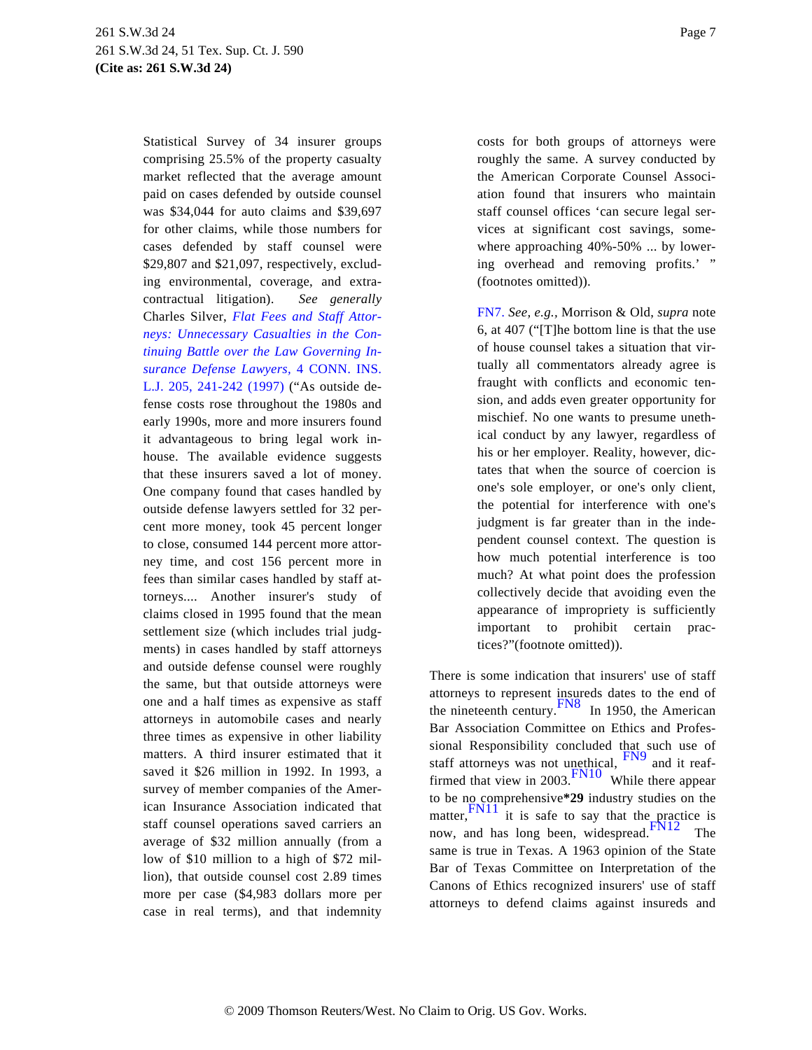Statistical Survey of 34 insurer groups comprising 25.5% of the property casualty market reflected that the average amount paid on cases defended by outside counsel was $34,044 for auto claims and $39,697 for other claims, while those numbers for cases defended by staff counsel were $29,807 and $21,097, respectively, excluding environmental, coverage, and extra-contractual litigation). *See generally* Charles Silver, *Flat Fees and Staff Attorneys: Unnecessary Casualties in the Continuing Battle over the Law Governing Insurance Defense Lawyers,* 4 CONN. INS. L.J. 205, 241-242 (1997) ("As outside defense costs rose throughout the 1980s and early 1990s, more and more insurers found it advantageous to bring legal work in-house. The available evidence suggests that these insurers saved a lot of money. One company found that cases handled by outside defense lawyers settled for 32 percent more money, took 45 percent longer to close, consumed 144 percent more attorney time, and cost 156 percent more in fees than similar cases handled by staff attorneys.... Another insurer's study of claims closed in 1995 found that the mean settlement size (which includes trial judgments) in cases handled by staff attorneys and outside defense counsel were roughly the same, but that outside attorneys were one and a half times as expensive as staff attorneys in automobile cases and nearly three times as expensive in other liability matters. A third insurer estimated that it saved it $26 million in 1992. In 1993, a survey of member companies of the American Insurance Association indicated that staff counsel operations saved carriers an average of $32 million annually (from a low of $10 million to a high of $72 million), that outside counsel cost 2.89 times more per case ($4,983 dollars more per case in real terms), and that indemnity costs for both groups of attorneys were roughly the same. A survey conducted by the American Corporate Counsel Association found that insurers who maintain staff counsel offices 'can secure legal services at significant cost savings, somewhere approaching 40%-50% ... by lowering overhead and removing profits.' " (footnotes omitted)).

FN7. *See, e.g.,* Morrison & Old, *supra* note 6, at 407 ("[T]he bottom line is that the use of house counsel takes a situation that virtually all commentators already agree is fraught with conflicts and economic tension, and adds even greater opportunity for mischief. No one wants to presume unethical conduct by any lawyer, regardless of his or her employer. Reality, however, dictates that when the source of coercion is one's sole employer, or one's only client, the potential for interference with one's judgment is far greater than in the independent counsel context. The question is how much potential interference is too much? At what point does the profession collectively decide that avoiding even the appearance of impropriety is sufficiently important to prohibit certain practices?"(footnote omitted)).

There is some indication that insurers' use of staff attorneys to represent insureds dates to the end of the nineteenth century.[FN8] In 1950, the American Bar Association Committee on Ethics and Professional Responsibility concluded that such use of staff attorneys was not unethical, [FN9] and it reaffirmed that view in 2003.[FN10] While there appear to be no comprehensive**\*29** industry studies on the matter,[FN11] it is safe to say that the practice is now, and has long been, widespread.[FN12] The same is true in Texas. A 1963 opinion of the State Bar of Texas Committee on Interpretation of the Canons of Ethics recognized insurers' use of staff attorneys to defend claims against insureds and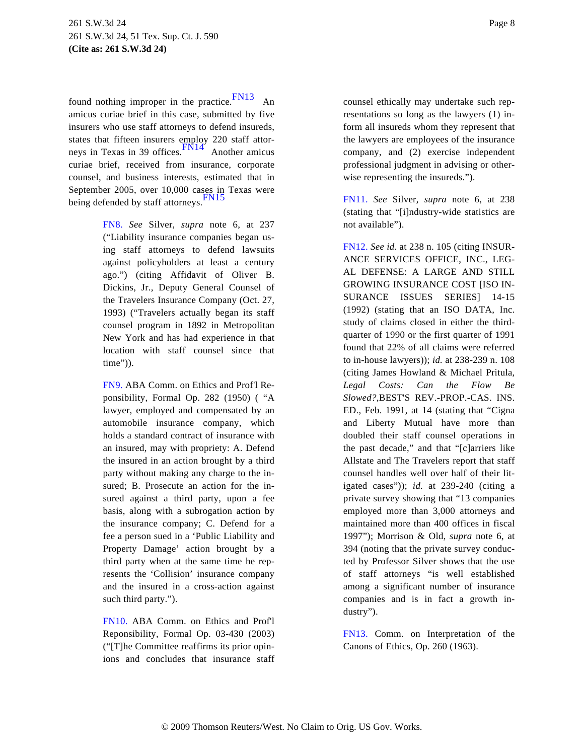found nothing improper in the practice.[FN13] An amicus curiae brief in this case, submitted by five insurers who use staff attorneys to defend insureds, states that fifteen insurers employ 220 staff attorneys in Texas in 39 offices.[FN14] Another amicus curiae brief, received from insurance, corporate counsel, and business interests, estimated that in September 2005, over 10,000 cases in Texas were being defended by staff attorneys.[FN15]

FN8. *See* Silver, *supra* note 6, at 237 ("Liability insurance companies began using staff attorneys to defend lawsuits against policyholders at least a century ago.") (citing Affidavit of Oliver B. Dickins, Jr., Deputy General Counsel of the Travelers Insurance Company (Oct. 27, 1993) ("Travelers actually began its staff counsel program in 1892 in Metropolitan New York and has had experience in that location with staff counsel since that time")).

FN9. ABA Comm. on Ethics and Prof'l Responsibility, Formal Op. 282 (1950) ( "A lawyer, employed and compensated by an automobile insurance company, which holds a standard contract of insurance with an insured, may with propriety: A. Defend the insured in an action brought by a third party without making any charge to the insured; B. Prosecute an action for the insured against a third party, upon a fee basis, along with a subrogation action by the insurance company; C. Defend for a fee a person sued in a 'Public Liability and Property Damage' action brought by a third party when at the same time he represents the 'Collision' insurance company and the insured in a cross-action against such third party.").

FN10. ABA Comm. on Ethics and Prof'l Reponsibility, Formal Op. 03-430 (2003) ("[T]he Committee reaffirms its prior opinions and concludes that insurance staff counsel ethically may undertake such representations so long as the lawyers (1) inform all insureds whom they represent that the lawyers are employees of the insurance company, and (2) exercise independent professional judgment in advising or otherwise representing the insureds.").

FN11. *See* Silver, *supra* note 6, at 238 (stating that "[i]ndustry-wide statistics are not available").

FN12. *See id.* at 238 n. 105 (citing INSURANCE SERVICES OFFICE, INC., LEGAL DEFENSE: A LARGE AND STILL GROWING INSURANCE COST [ISO INSURANCE ISSUES SERIES] 14-15 (1992) (stating that an ISO DATA, Inc. study of claims closed in either the third-quarter of 1990 or the first quarter of 1991 found that 22% of all claims were referred to in-house lawyers)); *id.* at 238-239 n. 108 (citing James Howland & Michael Pritula, *Legal Costs: Can the Flow Be Slowed?*,BEST'S REV.-PROP.-CAS. INS. ED., Feb. 1991, at 14 (stating that "Cigna and Liberty Mutual have more than doubled their staff counsel operations in the past decade," and that "[c]arriers like Allstate and The Travelers report that staff counsel handles well over half of their litigated cases")); *id.* at 239-240 (citing a private survey showing that "13 companies employed more than 3,000 attorneys and maintained more than 400 offices in fiscal 1997"); Morrison & Old, *supra* note 6, at 394 (noting that the private survey conducted by Professor Silver shows that the use of staff attorneys "is well established among a significant number of insurance companies and is in fact a growth industry").

FN13. Comm. on Interpretation of the Canons of Ethics, Op. 260 (1963).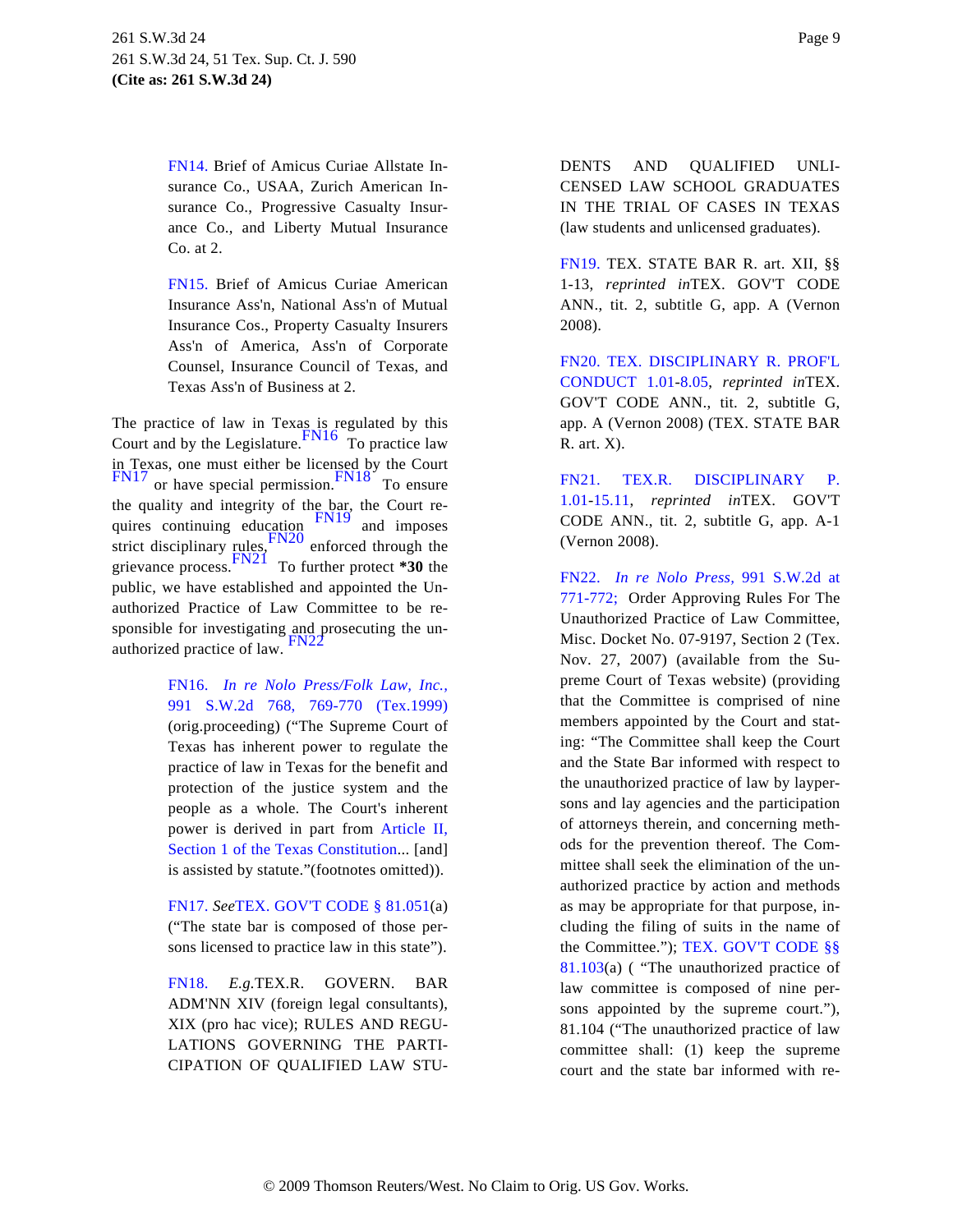FN14. Brief of Amicus Curiae Allstate Insurance Co., USAA, Zurich American Insurance Co., Progressive Casualty Insurance Co., and Liberty Mutual Insurance Co. at 2.

FN15. Brief of Amicus Curiae American Insurance Ass'n, National Ass'n of Mutual Insurance Cos., Property Casualty Insurers Ass'n of America, Ass'n of Corporate Counsel, Insurance Council of Texas, and Texas Ass'n of Business at 2.

The practice of law in Texas is regulated by this Court and by the Legislature.[FN16] To practice law in Texas, one must either be licensed by the Court[FN17] or have special permission.[FN18] To ensure the quality and integrity of the bar, the Court requires continuing education[FN19] and imposes strict disciplinary rules,[FN20] enforced through the grievance process.[FN21] To further protect **\*30** the public, we have established and appointed the Unauthorized Practice of Law Committee to be responsible for investigating and prosecuting the unauthorized practice of law.[FN22]

FN16. *In re Nolo Press/Folk Law, Inc.,* 991 S.W.2d 768, 769-770 (Tex.1999) (orig.proceeding) ("The Supreme Court of Texas has inherent power to regulate the practice of law in Texas for the benefit and protection of the justice system and the people as a whole. The Court's inherent power is derived in part from Article II, Section 1 of the Texas Constitution... [and] is assisted by statute."(footnotes omitted)).

FN17. *See*TEX. GOV'T CODE § 81.051(a) ("The state bar is composed of those persons licensed to practice law in this state").

FN18. *E.g.*TEX.R. GOVERN. BAR ADM'NN XIV (foreign legal consultants), XIX (pro hac vice); RULES AND REGULATIONS GOVERNING THE PARTICIPATION OF QUALIFIED LAW STUDENTS AND QUALIFIED UNLICENSED LAW SCHOOL GRADUATES IN THE TRIAL OF CASES IN TEXAS (law students and unlicensed graduates).

FN19. TEX. STATE BAR R. art. XII, §§ 1-13, *reprinted in*TEX. GOV'T CODE ANN., tit. 2, subtitle G, app. A (Vernon 2008).

FN20. TEX. DISCIPLINARY R. PROF'L CONDUCT 1.01-8.05, *reprinted in*TEX. GOV'T CODE ANN., tit. 2, subtitle G, app. A (Vernon 2008) (TEX. STATE BAR R. art. X).

FN21. TEX.R. DISCIPLINARY P. 1.01-15.11, *reprinted in*TEX. GOV'T CODE ANN., tit. 2, subtitle G, app. A-1 (Vernon 2008).

FN22. *In re Nolo Press,* 991 S.W.2d at 771-772; Order Approving Rules For The Unauthorized Practice of Law Committee, Misc. Docket No. 07-9197, Section 2 (Tex. Nov. 27, 2007) (available from the Supreme Court of Texas website) (providing that the Committee is comprised of nine members appointed by the Court and stating: "The Committee shall keep the Court and the State Bar informed with respect to the unauthorized practice of law by laypersons and lay agencies and the participation of attorneys therein, and concerning methods for the prevention thereof. The Committee shall seek the elimination of the unauthorized practice by action and methods as may be appropriate for that purpose, including the filing of suits in the name of the Committee."); TEX. GOV'T CODE §§ 81.103(a) ( "The unauthorized practice of law committee is composed of nine persons appointed by the supreme court."), 81.104 ("The unauthorized practice of law committee shall: (1) keep the supreme court and the state bar informed with re-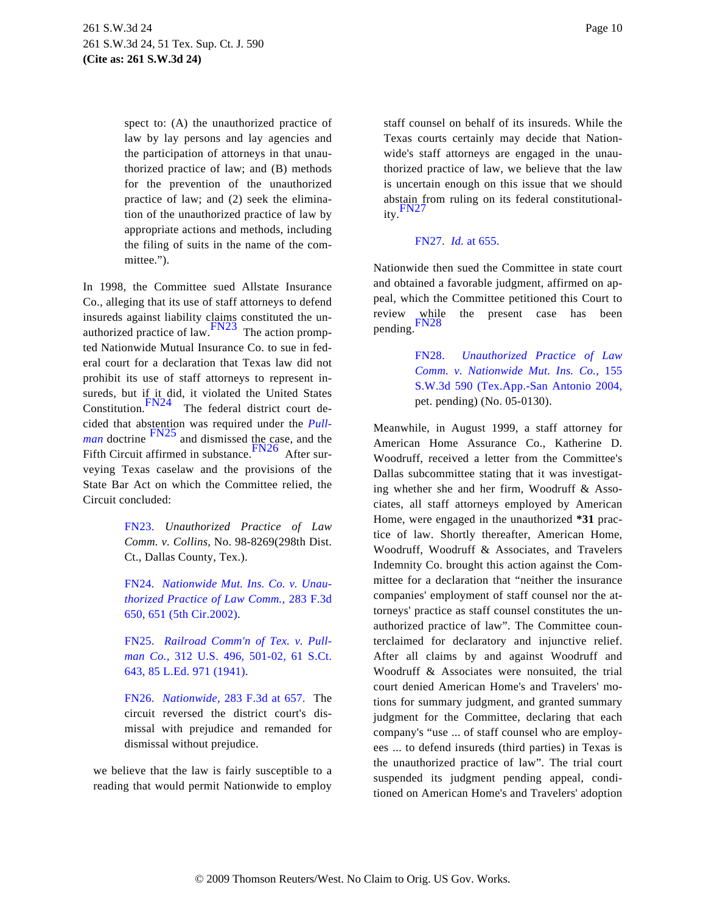spect to: (A) the unauthorized practice of law by lay persons and lay agencies and the participation of attorneys in that unauthorized practice of law; and (B) methods for the prevention of the unauthorized practice of law; and (2) seek the elimination of the unauthorized practice of law by appropriate actions and methods, including the filing of suits in the name of the committee.").

In 1998, the Committee sued Allstate Insurance Co., alleging that its use of staff attorneys to defend insureds against liability claims constituted the unauthorized practice of law.[FN23] The action prompted Nationwide Mutual Insurance Co. to sue in federal court for a declaration that Texas law did not prohibit its use of staff attorneys to represent insureds, but if it did, it violated the United States Constitution.[FN24] The federal district court decided that abstention was required under the *Pullman* doctrine [FN25] and dismissed the case, and the Fifth Circuit affirmed in substance.[FN26] After surveying Texas caselaw and the provisions of the State Bar Act on which the Committee relied, the Circuit concluded:

> FN23. *Unauthorized Practice of Law Comm. v. Collins*, No. 98-8269(298th Dist. Ct., Dallas County, Tex.).
>
> FN24. *Nationwide Mut. Ins. Co. v. Unauthorized Practice of Law Comm.*, 283 F.3d 650, 651 (5th Cir.2002).
>
> FN25. *Railroad Comm'n of Tex. v. Pullman Co.*, 312 U.S. 496, 501-02, 61 S.Ct. 643, 85 L.Ed. 971 (1941).
>
> FN26. *Nationwide*, 283 F.3d at 657. The circuit reversed the district court's dismissal with prejudice and remanded for dismissal without prejudice.

> we believe that the law is fairly susceptible to a reading that would permit Nationwide to employ staff counsel on behalf of its insureds. While the Texas courts certainly may decide that Nationwide's staff attorneys are engaged in the unauthorized practice of law, we believe that the law is uncertain enough on this issue that we should abstain from ruling on its federal constitutionality.[FN27]
>
> FN27. *Id.* at 655.

Nationwide then sued the Committee in state court and obtained a favorable judgment, affirmed on appeal, which the Committee petitioned this Court to review while the present case has been pending.[FN28]

> FN28. *Unauthorized Practice of Law Comm. v. Nationwide Mut. Ins. Co.*, 155 S.W.3d 590 (Tex.App.-San Antonio 2004, pet. pending) (No. 05-0130).

Meanwhile, in August 1999, a staff attorney for American Home Assurance Co., Katherine D. Woodruff, received a letter from the Committee's Dallas subcommittee stating that it was investigating whether she and her firm, Woodruff & Associates, all staff attorneys employed by American Home, were engaged in the unauthorized **\*31** practice of law. Shortly thereafter, American Home, Woodruff, Woodruff & Associates, and Travelers Indemnity Co. brought this action against the Committee for a declaration that "neither the insurance companies' employment of staff counsel nor the attorneys' practice as staff counsel constitutes the unauthorized practice of law". The Committee counterclaimed for declaratory and injunctive relief. After all claims by and against Woodruff and Woodruff & Associates were nonsuited, the trial court denied American Home's and Travelers' motions for summary judgment, and granted summary judgment for the Committee, declaring that each company's "use ... of staff counsel who are employees ... to defend insureds (third parties) in Texas is the unauthorized practice of law". The trial court suspended its judgment pending appeal, conditioned on American Home's and Travelers' adoption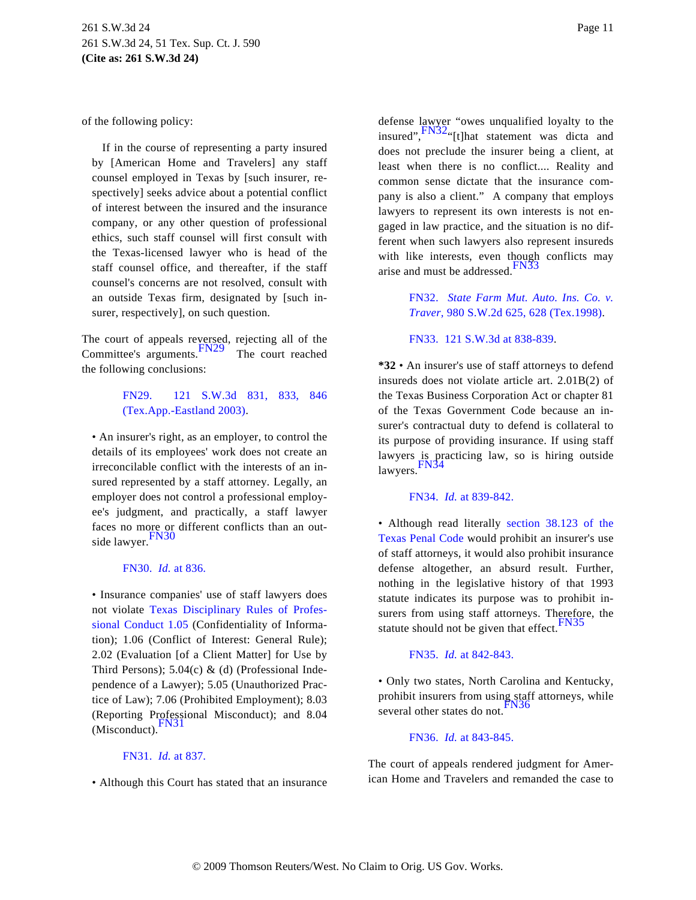of the following policy:

> If in the course of representing a party insured by [American Home and Travelers] any staff counsel employed in Texas by [such insurer, respectively] seeks advice about a potential conflict of interest between the insured and the insurance company, or any other question of professional ethics, such staff counsel will first consult with the Texas-licensed lawyer who is head of the staff counsel office, and thereafter, if the staff counsel's concerns are not resolved, consult with an outside Texas firm, designated by [such insurer, respectively], on such question.

The court of appeals reversed, rejecting all of the Committee's arguments.[FN29] The court reached the following conclusions:

> FN29. 121 S.W.3d 831, 833, 846 (Tex.App.-Eastland 2003).

• An insurer's right, as an employer, to control the details of its employees' work does not create an irreconcilable conflict with the interests of an insured represented by a staff attorney. Legally, an employer does not control a professional employee's judgment, and practically, a staff lawyer faces no more or different conflicts than an outside lawyer.[FN30]

> FN30. *Id.* at 836.

• Insurance companies' use of staff lawyers does not violate Texas Disciplinary Rules of Professional Conduct 1.05 (Confidentiality of Information); 1.06 (Conflict of Interest: General Rule); 2.02 (Evaluation [of a Client Matter] for Use by Third Persons); 5.04(c) & (d) (Professional Independence of a Lawyer); 5.05 (Unauthorized Practice of Law); 7.06 (Prohibited Employment); 8.03 (Reporting Professional Misconduct); and 8.04 (Misconduct).[FN31]

> FN31. *Id.* at 837.

• Although this Court has stated that an insurance defense lawyer "owes unqualified loyalty to the insured",[FN32] "[t]hat statement was dicta and does not preclude the insurer being a client, at least when there is no conflict.... Reality and common sense dictate that the insurance company is also a client." A company that employs lawyers to represent its own interests is not engaged in law practice, and the situation is no different when such lawyers also represent insureds with like interests, even though conflicts may arise and must be addressed.[FN33]

> FN32. *State Farm Mut. Auto. Ins. Co. v. Traver,* 980 S.W.2d 625, 628 (Tex.1998).

> FN33. 121 S.W.3d at 838-839.

**\*32** • An insurer's use of staff attorneys to defend insureds does not violate article art. 2.01B(2) of the Texas Business Corporation Act or chapter 81 of the Texas Government Code because an insurer's contractual duty to defend is collateral to its purpose of providing insurance. If using staff lawyers is practicing law, so is hiring outside lawyers.[FN34]

> FN34. *Id.* at 839-842.

• Although read literally section 38.123 of the Texas Penal Code would prohibit an insurer's use of staff attorneys, it would also prohibit insurance defense altogether, an absurd result. Further, nothing in the legislative history of that 1993 statute indicates its purpose was to prohibit insurers from using staff attorneys. Therefore, the statute should not be given that effect.[FN35]

> FN35. *Id.* at 842-843.

• Only two states, North Carolina and Kentucky, prohibit insurers from using staff attorneys, while several other states do not.[FN36]

> FN36. *Id.* at 843-845.

The court of appeals rendered judgment for American Home and Travelers and remanded the case to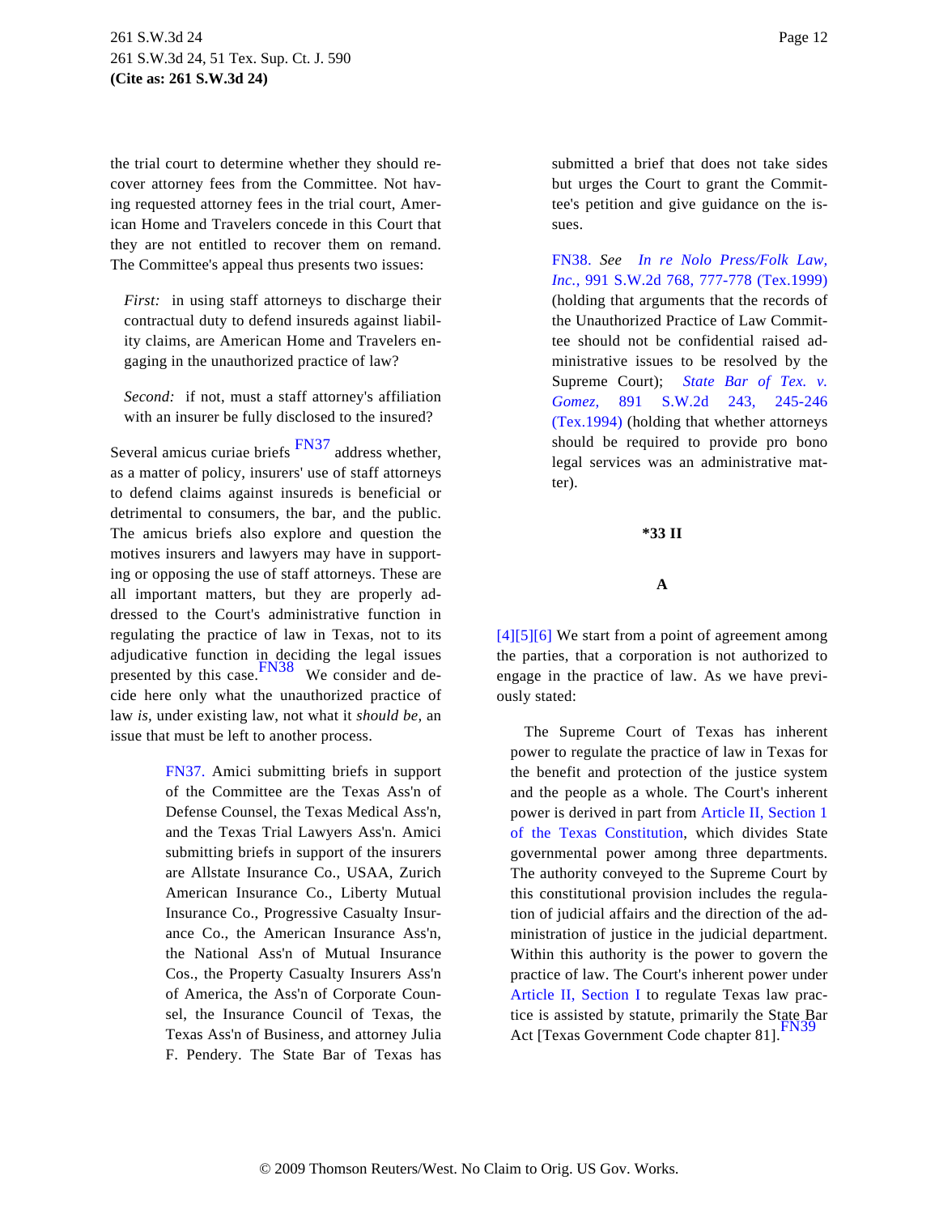the trial court to determine whether they should recover attorney fees from the Committee. Not having requested attorney fees in the trial court, American Home and Travelers concede in this Court that they are not entitled to recover them on remand. The Committee's appeal thus presents two issues:

> *First:* in using staff attorneys to discharge their contractual duty to defend insureds against liability claims, are American Home and Travelers engaging in the unauthorized practice of law?
>
> *Second:* if not, must a staff attorney's affiliation with an insurer be fully disclosed to the insured?

Several amicus curiae briefs [FN37] address whether, as a matter of policy, insurers' use of staff attorneys to defend claims against insureds is beneficial or detrimental to consumers, the bar, and the public. The amicus briefs also explore and question the motives insurers and lawyers may have in supporting or opposing the use of staff attorneys. These are all important matters, but they are properly addressed to the Court's administrative function in regulating the practice of law in Texas, not to its adjudicative function in deciding the legal issues presented by this case.[FN38] We consider and decide here only what the unauthorized practice of law *is,* under existing law, not what it *should be,* an issue that must be left to another process.

FN37. Amici submitting briefs in support of the Committee are the Texas Ass'n of Defense Counsel, the Texas Medical Ass'n, and the Texas Trial Lawyers Ass'n. Amici submitting briefs in support of the insurers are Allstate Insurance Co., USAA, Zurich American Insurance Co., Liberty Mutual Insurance Co., Progressive Casualty Insurance Co., the American Insurance Ass'n, the National Ass'n of Mutual Insurance Cos., the Property Casualty Insurers Ass'n of America, the Ass'n of Corporate Counsel, the Insurance Council of Texas, the Texas Ass'n of Business, and attorney Julia F. Pendery. The State Bar of Texas has submitted a brief that does not take sides but urges the Court to grant the Committee's petition and give guidance on the issues.

FN38. *See* *In re Nolo Press/Folk Law, Inc.,* 991 S.W.2d 768, 777-778 (Tex.1999) (holding that arguments that the records of the Unauthorized Practice of Law Committee should not be confidential raised administrative issues to be resolved by the Supreme Court); *State Bar of Tex. v. Gomez,* 891 S.W.2d 243, 245-246 (Tex.1994) (holding that whether attorneys should be required to provide pro bono legal services was an administrative matter).

## *33 II

### A

[4][5][6] We start from a point of agreement among the parties, that a corporation is not authorized to engage in the practice of law. As we have previously stated:

> The Supreme Court of Texas has inherent power to regulate the practice of law in Texas for the benefit and protection of the justice system and the people as a whole. The Court's inherent power is derived in part from Article II, Section 1 of the Texas Constitution, which divides State governmental power among three departments. The authority conveyed to the Supreme Court by this constitutional provision includes the regulation of judicial affairs and the direction of the administration of justice in the judicial department. Within this authority is the power to govern the practice of law. The Court's inherent power under Article II, Section I to regulate Texas law practice is assisted by statute, primarily the State Bar Act [Texas Government Code chapter 81].[FN39]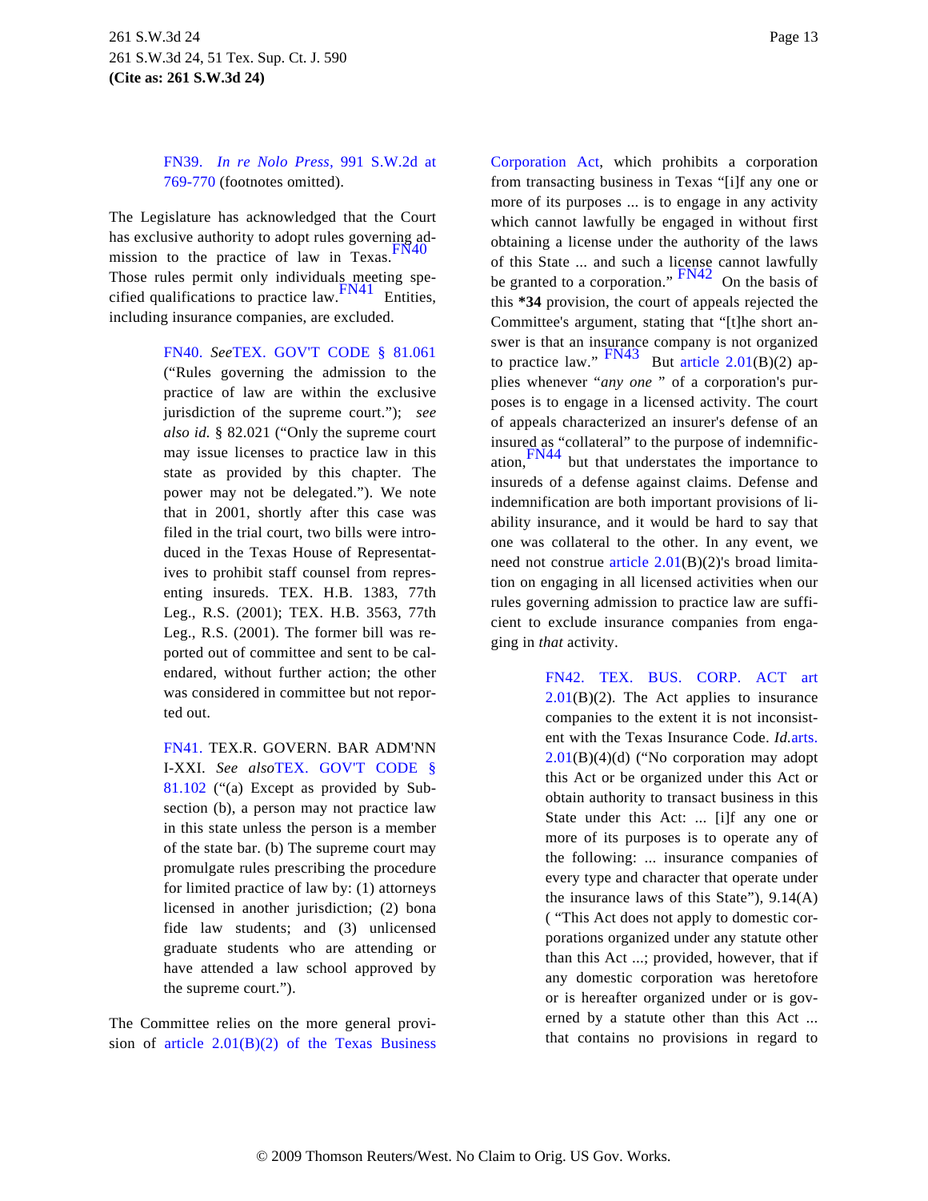FN39. *In re Nolo Press,* 991 S.W.2d at 769-770 (footnotes omitted).

The Legislature has acknowledged that the Court has exclusive authority to adopt rules governing admission to the practice of law in Texas.[FN40] Those rules permit only individuals meeting specified qualifications to practice law.[FN41] Entities, including insurance companies, are excluded.

FN40. *See*TEX. GOV'T CODE § 81.061 ("Rules governing the admission to the practice of law are within the exclusive jurisdiction of the supreme court."); *see also id.* § 82.021 ("Only the supreme court may issue licenses to practice law in this state as provided by this chapter. The power may not be delegated."). We note that in 2001, shortly after this case was filed in the trial court, two bills were introduced in the Texas House of Representatives to prohibit staff counsel from representing insureds. TEX. H.B. 1383, 77th Leg., R.S. (2001); TEX. H.B. 3563, 77th Leg., R.S. (2001). The former bill was reported out of committee and sent to be calendared, without further action; the other was considered in committee but not reported out.

FN41. TEX.R. GOVERN. BAR ADM'NN I-XXI. *See also*TEX. GOV'T CODE § 81.102 ("(a) Except as provided by Subsection (b), a person may not practice law in this state unless the person is a member of the state bar. (b) The supreme court may promulgate rules prescribing the procedure for limited practice of law by: (1) attorneys licensed in another jurisdiction; (2) bona fide law students; and (3) unlicensed graduate students who are attending or have attended a law school approved by the supreme court.").

The Committee relies on the more general provision of article 2.01(B)(2) of the Texas Business Corporation Act, which prohibits a corporation from transacting business in Texas "[i]f any one or more of its purposes ... is to engage in any activity which cannot lawfully be engaged in without first obtaining a license under the authority of the laws of this State ... and such a license cannot lawfully be granted to a corporation."[FN42] On the basis of this **\*34** provision, the court of appeals rejected the Committee's argument, stating that "[t]he short answer is that an insurance company is not organized to practice law."[FN43] But article 2.01(B)(2) applies whenever "*any one* " of a corporation's purposes is to engage in a licensed activity. The court of appeals characterized an insurer's defense of an insured as "collateral" to the purpose of indemnification,[FN44] but that understates the importance to insureds of a defense against claims. Defense and indemnification are both important provisions of liability insurance, and it would be hard to say that one was collateral to the other. In any event, we need not construe article 2.01(B)(2)'s broad limitation on engaging in all licensed activities when our rules governing admission to practice law are sufficient to exclude insurance companies from engaging in *that* activity.

FN42. TEX. BUS. CORP. ACT art 2.01(B)(2). The Act applies to insurance companies to the extent it is not inconsistent with the Texas Insurance Code. *Id.*arts. 2.01(B)(4)(d) ("No corporation may adopt this Act or be organized under this Act or obtain authority to transact business in this State under this Act: ... [i]f any one or more of its purposes is to operate any of the following: ... insurance companies of every type and character that operate under the insurance laws of this State"), 9.14(A) ( "This Act does not apply to domestic corporations organized under any statute other than this Act ...; provided, however, that if any domestic corporation was heretofore or is hereafter organized under or is governed by a statute other than this Act ... that contains no provisions in regard to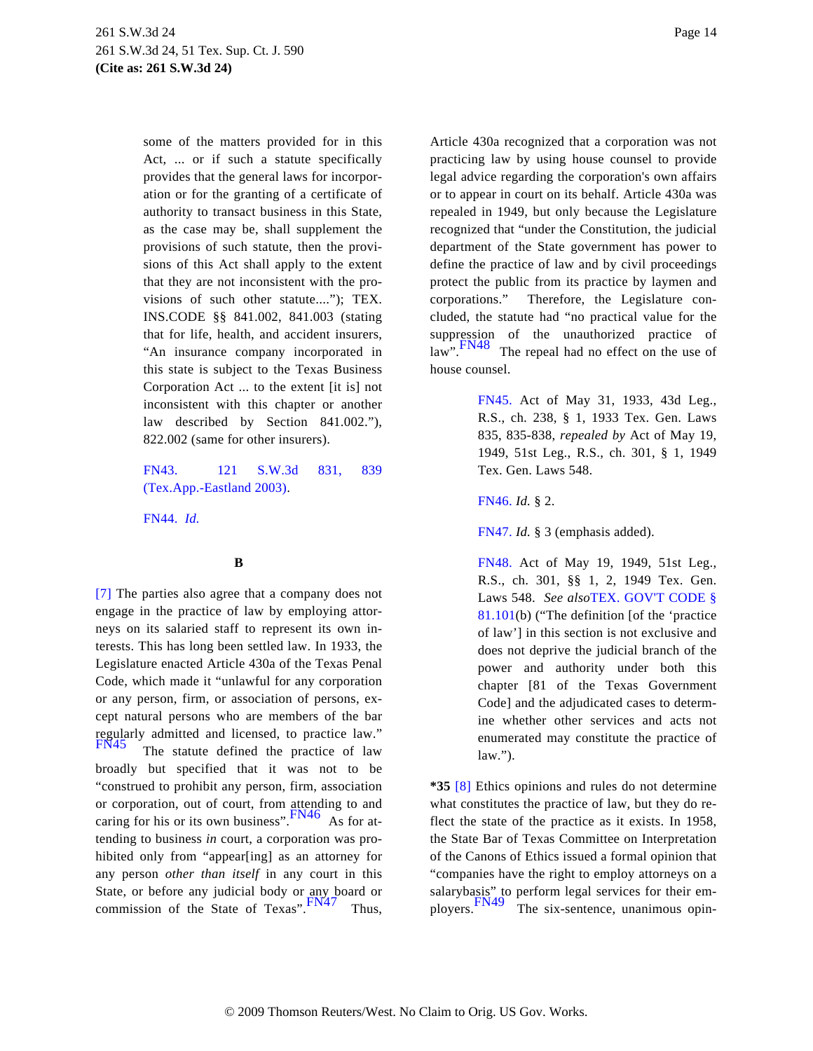some of the matters provided for in this Act, ... or if such a statute specifically provides that the general laws for incorporation or for the granting of a certificate of authority to transact business in this State, as the case may be, shall supplement the provisions of such statute, then the provisions of this Act shall apply to the extent that they are not inconsistent with the provisions of such other statute...."); TEX. INS.CODE §§ 841.002, 841.003 (stating that for life, health, and accident insurers, "An insurance company incorporated in this state is subject to the Texas Business Corporation Act ... to the extent [it is] not inconsistent with this chapter or another law described by Section 841.002."), 822.002 (same for other insurers).

FN43. 121 S.W.3d 831, 839 (Tex.App.-Eastland 2003).

FN44. *Id.*

**B**

[7] The parties also agree that a company does not engage in the practice of law by employing attorneys on its salaried staff to represent its own interests. This has long been settled law. In 1933, the Legislature enacted Article 430a of the Texas Penal Code, which made it "unlawful for any corporation or any person, firm, or association of persons, except natural persons who are members of the bar regularly admitted and licensed, to practice law." FN45 The statute defined the practice of law broadly but specified that it was not to be "construed to prohibit any person, firm, association or corporation, out of court, from attending to and caring for his or its own business". FN46 As for attending to business *in* court, a corporation was prohibited only from "appear[ing] as an attorney for any person *other than itself* in any court in this State, or before any judicial body or any board or commission of the State of Texas". FN47 Thus, Article 430a recognized that a corporation was not practicing law by using house counsel to provide legal advice regarding the corporation's own affairs or to appear in court on its behalf. Article 430a was repealed in 1949, but only because the Legislature recognized that "under the Constitution, the judicial department of the State government has power to define the practice of law and by civil proceedings protect the public from its practice by laymen and corporations." Therefore, the Legislature concluded, the statute had "no practical value for the suppression of the unauthorized practice of law". FN48 The repeal had no effect on the use of house counsel.

FN45. Act of May 31, 1933, 43d Leg., R.S., ch. 238, § 1, 1933 Tex. Gen. Laws 835, 835-838, *repealed by* Act of May 19, 1949, 51st Leg., R.S., ch. 301, § 1, 1949 Tex. Gen. Laws 548.

FN46. *Id.* § 2.

FN47. *Id.* § 3 (emphasis added).

FN48. Act of May 19, 1949, 51st Leg., R.S., ch. 301, §§ 1, 2, 1949 Tex. Gen. Laws 548. *See also* TEX. GOV'T CODE § 81.101(b) ("The definition [of the 'practice of law'] in this section is not exclusive and does not deprive the judicial branch of the power and authority under both this chapter [81 of the Texas Government Code] and the adjudicated cases to determine whether other services and acts not enumerated may constitute the practice of law.").

**\*35** [8] Ethics opinions and rules do not determine what constitutes the practice of law, but they do reflect the state of the practice as it exists. In 1958, the State Bar of Texas Committee on Interpretation of the Canons of Ethics issued a formal opinion that "companies have the right to employ attorneys on a salarybasis" to perform legal services for their employers. FN49 The six-sentence, unanimous opin-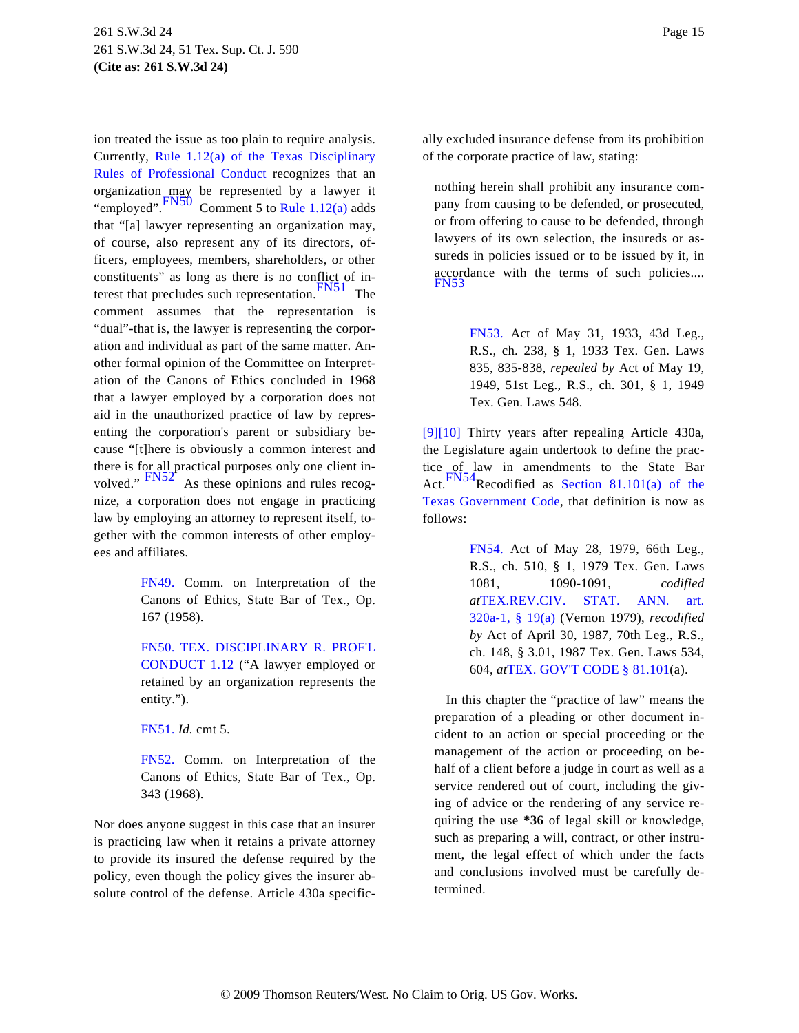ion treated the issue as too plain to require analysis. Currently, Rule 1.12(a) of the Texas Disciplinary Rules of Professional Conduct recognizes that an organization may be represented by a lawyer it "employed".[FN50] Comment 5 to Rule 1.12(a) adds that "[a] lawyer representing an organization may, of course, also represent any of its directors, officers, employees, members, shareholders, or other constituents" as long as there is no conflict of interest that precludes such representation.[FN51] The comment assumes that the representation is "dual"-that is, the lawyer is representing the corporation and individual as part of the same matter. Another formal opinion of the Committee on Interpretation of the Canons of Ethics concluded in 1968 that a lawyer employed by a corporation does not aid in the unauthorized practice of law by representing the corporation's parent or subsidiary because "[t]here is obviously a common interest and there is for all practical purposes only one client involved." [FN52] As these opinions and rules recognize, a corporation does not engage in practicing law by employing an attorney to represent itself, together with the common interests of other employees and affiliates.

> FN49. Comm. on Interpretation of the Canons of Ethics, State Bar of Tex., Op. 167 (1958).
>
> FN50. TEX. DISCIPLINARY R. PROF'L CONDUCT 1.12 ("A lawyer employed or retained by an organization represents the entity.").
>
> FN51. *Id.* cmt 5.
>
> FN52. Comm. on Interpretation of the Canons of Ethics, State Bar of Tex., Op. 343 (1968).

Nor does anyone suggest in this case that an insurer is practicing law when it retains a private attorney to provide its insured the defense required by the policy, even though the policy gives the insurer absolute control of the defense. Article 430a specifically excluded insurance defense from its prohibition of the corporate practice of law, stating:

> nothing herein shall prohibit any insurance company from causing to be defended, or prosecuted, or from offering to cause to be defended, through lawyers of its own selection, the insureds or assureds in policies issued or to be issued by it, in accordance with the terms of such policies.... [FN53]

> FN53. Act of May 31, 1933, 43d Leg., R.S., ch. 238, § 1, 1933 Tex. Gen. Laws 835, 835-838, *repealed by* Act of May 19, 1949, 51st Leg., R.S., ch. 301, § 1, 1949 Tex. Gen. Laws 548.

[9][10] Thirty years after repealing Article 430a, the Legislature again undertook to define the practice of law in amendments to the State Bar Act.[FN54] Recodified as Section 81.101(a) of the Texas Government Code, that definition is now as follows:

> FN54. Act of May 28, 1979, 66th Leg., R.S., ch. 510, § 1, 1979 Tex. Gen. Laws 1081, 1090-1091, *codified at* TEX.REV.CIV. STAT. ANN. art. 320a-1, § 19(a) (Vernon 1979), *recodified by* Act of April 30, 1987, 70th Leg., R.S., ch. 148, § 3.01, 1987 Tex. Gen. Laws 534, 604, *at* TEX. GOV'T CODE § 81.101(a).

> In this chapter the "practice of law" means the preparation of a pleading or other document incident to an action or special proceeding or the management of the action or proceeding on behalf of a client before a judge in court as well as a service rendered out of court, including the giving of advice or the rendering of any service requiring the use **\*36** of legal skill or knowledge, such as preparing a will, contract, or other instrument, the legal effect of which under the facts and conclusions involved must be carefully determined.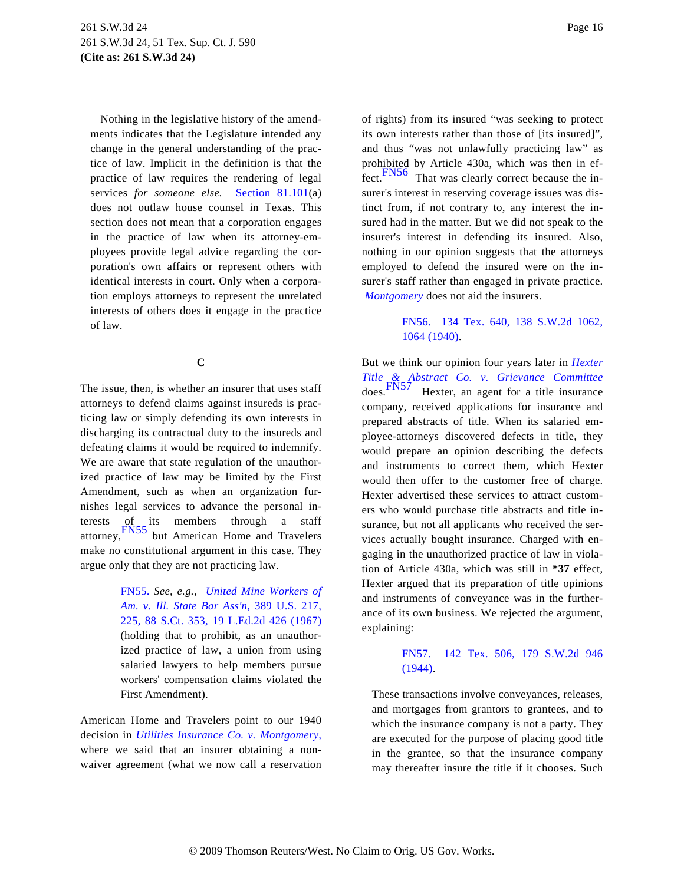Nothing in the legislative history of the amendments indicates that the Legislature intended any change in the general understanding of the practice of law. Implicit in the definition is that the practice of law requires the rendering of legal services *for someone else.* Section 81.101(a) does not outlaw house counsel in Texas. This section does not mean that a corporation engages in the practice of law when its attorney-employees provide legal advice regarding the corporation's own affairs or represent others with identical interests in court. Only when a corporation employs attorneys to represent the unrelated interests of others does it engage in the practice of law.

**C**

The issue, then, is whether an insurer that uses staff attorneys to defend claims against insureds is practicing law or simply defending its own interests in discharging its contractual duty to the insureds and defeating claims it would be required to indemnify. We are aware that state regulation of the unauthorized practice of law may be limited by the First Amendment, such as when an organization furnishes legal services to advance the personal interests of its members through a staff attorney,[FN55] but American Home and Travelers make no constitutional argument in this case. They argue only that they are not practicing law.

> FN55. *See, e.g., United Mine Workers of Am. v. Ill. State Bar Ass'n,* 389 U.S. 217, 225, 88 S.Ct. 353, 19 L.Ed.2d 426 (1967) (holding that to prohibit, as an unauthorized practice of law, a union from using salaried lawyers to help members pursue workers' compensation claims violated the First Amendment).

American Home and Travelers point to our 1940 decision in *Utilities Insurance Co. v. Montgomery,* where we said that an insurer obtaining a nonwaiver agreement (what we now call a reservation of rights) from its insured "was seeking to protect its own interests rather than those of [its insured]", and thus "was not unlawfully practicing law" as prohibited by Article 430a, which was then in effect.[FN56] That was clearly correct because the insurer's interest in reserving coverage issues was distinct from, if not contrary to, any interest the insured had in the matter. But we did not speak to the insurer's interest in defending its insured. Also, nothing in our opinion suggests that the attorneys employed to defend the insured were on the insurer's staff rather than engaged in private practice. *Montgomery* does not aid the insurers.

> FN56. 134 Tex. 640, 138 S.W.2d 1062, 1064 (1940).

But we think our opinion four years later in *Hexter Title & Abstract Co. v. Grievance Committee* does.[FN57] Hexter, an agent for a title insurance company, received applications for insurance and prepared abstracts of title. When its salaried employee-attorneys discovered defects in title, they would prepare an opinion describing the defects and instruments to correct them, which Hexter would then offer to the customer free of charge. Hexter advertised these services to attract customers who would purchase title abstracts and title insurance, but not all applicants who received the services actually bought insurance. Charged with engaging in the unauthorized practice of law in violation of Article 430a, which was still in **\*37** effect, Hexter argued that its preparation of title opinions and instruments of conveyance was in the furtherance of its own business. We rejected the argument, explaining:

> FN57. 142 Tex. 506, 179 S.W.2d 946 (1944).

> These transactions involve conveyances, releases, and mortgages from grantors to grantees, and to which the insurance company is not a party. They are executed for the purpose of placing good title in the grantee, so that the insurance company may thereafter insure the title if it chooses. Such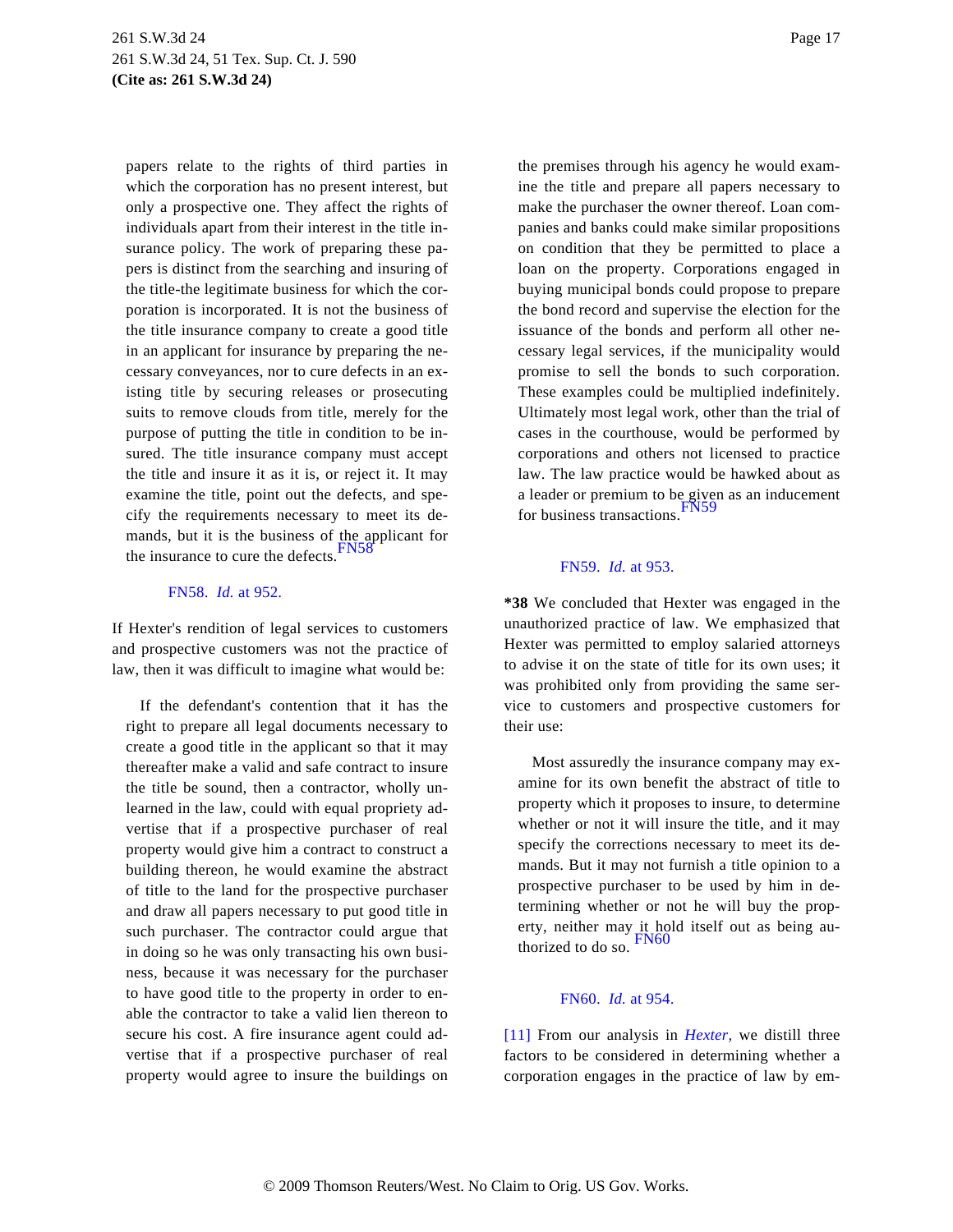papers relate to the rights of third parties in which the corporation has no present interest, but only a prospective one. They affect the rights of individuals apart from their interest in the title insurance policy. The work of preparing these papers is distinct from the searching and insuring of the title-the legitimate business for which the corporation is incorporated. It is not the business of the title insurance company to create a good title in an applicant for insurance by preparing the necessary conveyances, nor to cure defects in an existing title by securing releases or prosecuting suits to remove clouds from title, merely for the purpose of putting the title in condition to be insured. The title insurance company must accept the title and insure it as it is, or reject it. It may examine the title, point out the defects, and specify the requirements necessary to meet its demands, but it is the business of the applicant for the insurance to cure the defects.[FN58]

FN58. *Id.* at 952.

If Hexter's rendition of legal services to customers and prospective customers was not the practice of law, then it was difficult to imagine what would be:

> If the defendant's contention that it has the right to prepare all legal documents necessary to create a good title in the applicant so that it may thereafter make a valid and safe contract to insure the title be sound, then a contractor, wholly unlearned in the law, could with equal propriety advertise that if a prospective purchaser of real property would give him a contract to construct a building thereon, he would examine the abstract of title to the land for the prospective purchaser and draw all papers necessary to put good title in such purchaser. The contractor could argue that in doing so he was only transacting his own business, because it was necessary for the purchaser to have good title to the property in order to enable the contractor to take a valid lien thereon to secure his cost. A fire insurance agent could advertise that if a prospective purchaser of real property would agree to insure the buildings on the premises through his agency he would examine the title and prepare all papers necessary to make the purchaser the owner thereof. Loan companies and banks could make similar propositions on condition that they be permitted to place a loan on the property. Corporations engaged in buying municipal bonds could propose to prepare the bond record and supervise the election for the issuance of the bonds and perform all other necessary legal services, if the municipality would promise to sell the bonds to such corporation. These examples could be multiplied indefinitely. Ultimately most legal work, other than the trial of cases in the courthouse, would be performed by corporations and others not licensed to practice law. The law practice would be hawked about as a leader or premium to be given as an inducement for business transactions.[FN59]

FN59. *Id.* at 953.

**\*38** We concluded that Hexter was engaged in the unauthorized practice of law. We emphasized that Hexter was permitted to employ salaried attorneys to advise it on the state of title for its own uses; it was prohibited only from providing the same service to customers and prospective customers for their use:

> Most assuredly the insurance company may examine for its own benefit the abstract of title to property which it proposes to insure, to determine whether or not it will insure the title, and it may specify the corrections necessary to meet its demands. But it may not furnish a title opinion to a prospective purchaser to be used by him in determining whether or not he will buy the property, neither may it hold itself out as being authorized to do so.[FN60]

FN60. *Id.* at 954.

[11] From our analysis in *Hexter,* we distill three factors to be considered in determining whether a corporation engages in the practice of law by em-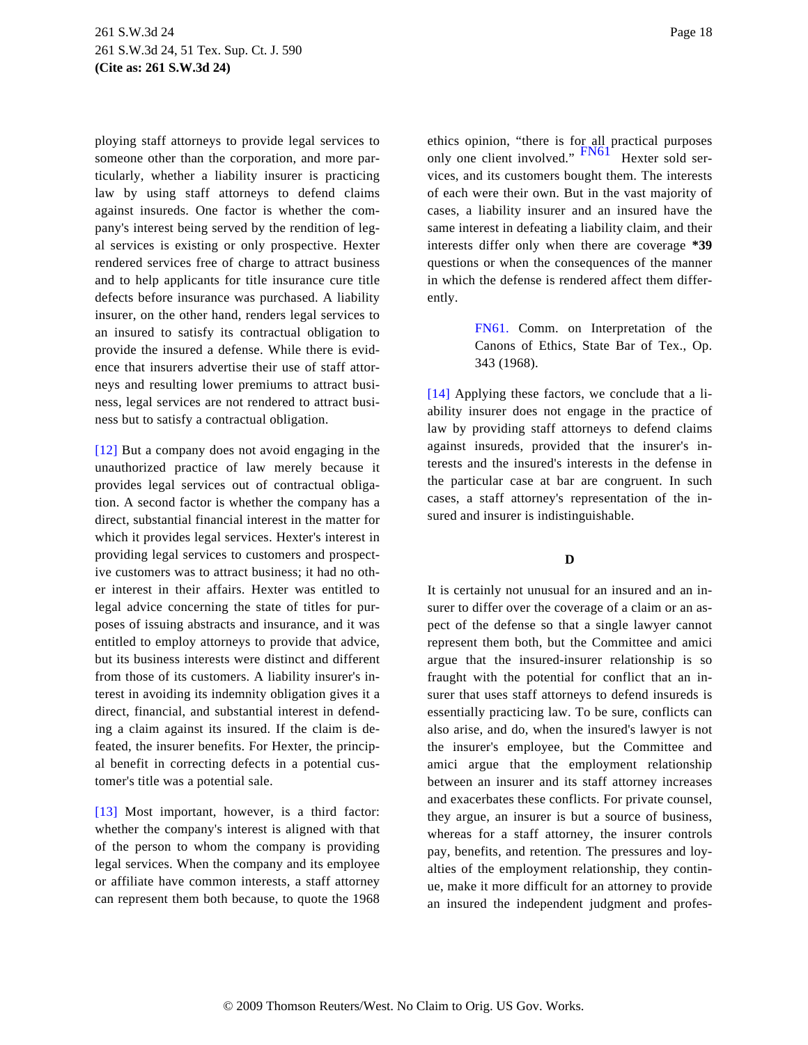ploying staff attorneys to provide legal services to someone other than the corporation, and more particularly, whether a liability insurer is practicing law by using staff attorneys to defend claims against insureds. One factor is whether the company's interest being served by the rendition of legal services is existing or only prospective. Hexter rendered services free of charge to attract business and to help applicants for title insurance cure title defects before insurance was purchased. A liability insurer, on the other hand, renders legal services to an insured to satisfy its contractual obligation to provide the insured a defense. While there is evidence that insurers advertise their use of staff attorneys and resulting lower premiums to attract business, legal services are not rendered to attract business but to satisfy a contractual obligation.

[12] But a company does not avoid engaging in the unauthorized practice of law merely because it provides legal services out of contractual obligation. A second factor is whether the company has a direct, substantial financial interest in the matter for which it provides legal services. Hexter's interest in providing legal services to customers and prospective customers was to attract business; it had no other interest in their affairs. Hexter was entitled to legal advice concerning the state of titles for purposes of issuing abstracts and insurance, and it was entitled to employ attorneys to provide that advice, but its business interests were distinct and different from those of its customers. A liability insurer's interest in avoiding its indemnity obligation gives it a direct, financial, and substantial interest in defending a claim against its insured. If the claim is defeated, the insurer benefits. For Hexter, the principal benefit in correcting defects in a potential customer's title was a potential sale.

[13] Most important, however, is a third factor: whether the company's interest is aligned with that of the person to whom the company is providing legal services. When the company and its employee or affiliate have common interests, a staff attorney can represent them both because, to quote the 1968 ethics opinion, "there is for all practical purposes only one client involved." FN61 Hexter sold services, and its customers bought them. The interests of each were their own. But in the vast majority of cases, a liability insurer and an insured have the same interest in defeating a liability claim, and their interests differ only when there are coverage **\*39** questions or when the consequences of the manner in which the defense is rendered affect them differently.

> FN61. Comm. on Interpretation of the Canons of Ethics, State Bar of Tex., Op. 343 (1968).

[14] Applying these factors, we conclude that a liability insurer does not engage in the practice of law by providing staff attorneys to defend claims against insureds, provided that the insurer's interests and the insured's interests in the defense in the particular case at bar are congruent. In such cases, a staff attorney's representation of the insured and insurer is indistinguishable.

### D

It is certainly not unusual for an insured and an insurer to differ over the coverage of a claim or an aspect of the defense so that a single lawyer cannot represent them both, but the Committee and amici argue that the insured-insurer relationship is so fraught with the potential for conflict that an insurer that uses staff attorneys to defend insureds is essentially practicing law. To be sure, conflicts can also arise, and do, when the insured's lawyer is not the insurer's employee, but the Committee and amici argue that the employment relationship between an insurer and its staff attorney increases and exacerbates these conflicts. For private counsel, they argue, an insurer is but a source of business, whereas for a staff attorney, the insurer controls pay, benefits, and retention. The pressures and loyalties of the employment relationship, they continue, make it more difficult for an attorney to provide an insured the independent judgment and profes-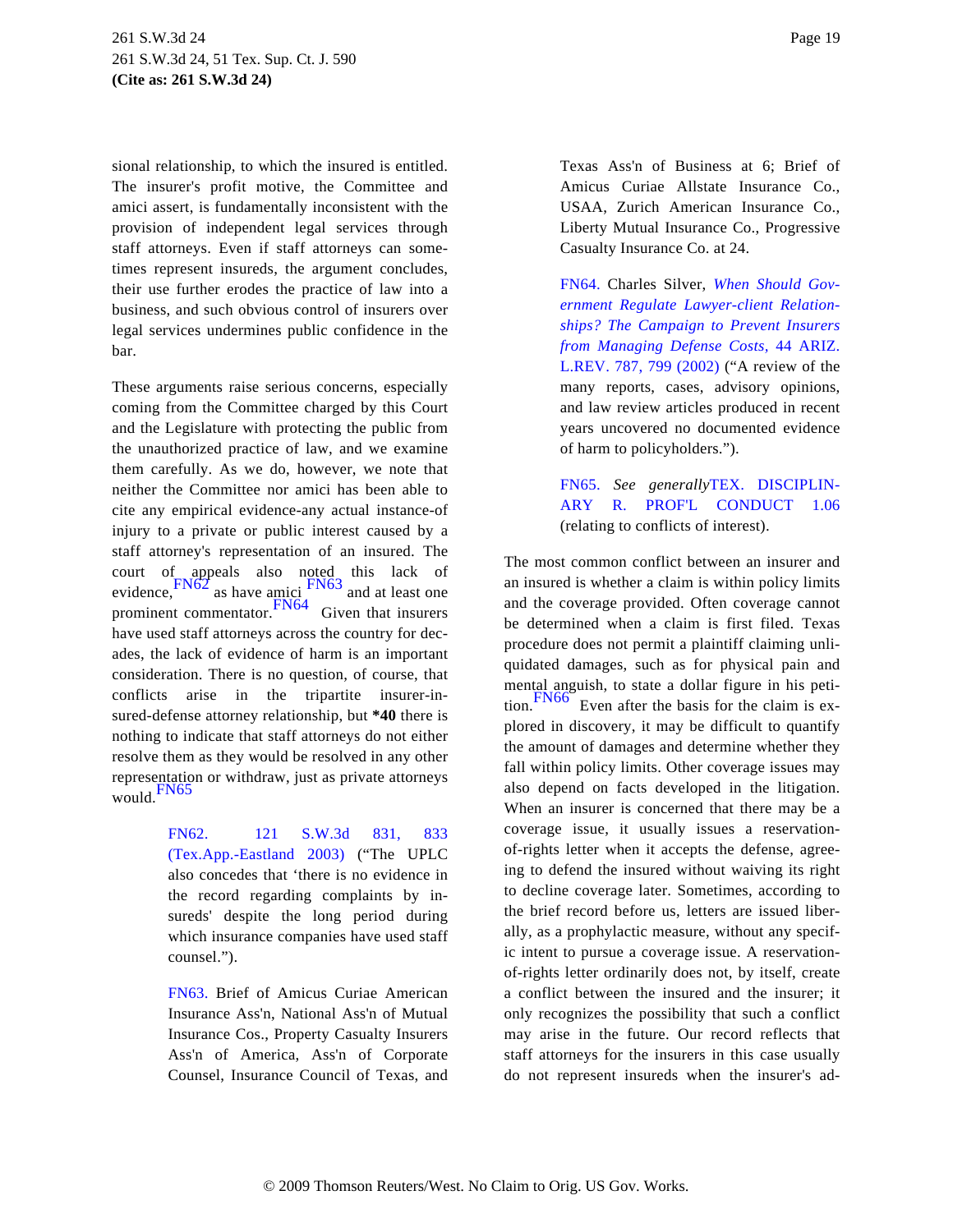sional relationship, to which the insured is entitled. The insurer's profit motive, the Committee and amici assert, is fundamentally inconsistent with the provision of independent legal services through staff attorneys. Even if staff attorneys can sometimes represent insureds, the argument concludes, their use further erodes the practice of law into a business, and such obvious control of insurers over legal services undermines public confidence in the bar.

These arguments raise serious concerns, especially coming from the Committee charged by this Court and the Legislature with protecting the public from the unauthorized practice of law, and we examine them carefully. As we do, however, we note that neither the Committee nor amici has been able to cite any empirical evidence-any actual instance-of injury to a private or public interest caused by a staff attorney's representation of an insured. The court of appeals also noted this lack of evidence,[FN62] as have amici [FN63] and at least one prominent commentator.[FN64] Given that insurers have used staff attorneys across the country for decades, the lack of evidence of harm is an important consideration. There is no question, of course, that conflicts arise in the tripartite insurer-insured-defense attorney relationship, but **\*40** there is nothing to indicate that staff attorneys do not either resolve them as they would be resolved in any other representation or withdraw, just as private attorneys would.[FN65]

> FN62. 121 S.W.3d 831, 833 (Tex.App.-Eastland 2003) ("The UPLC also concedes that 'there is no evidence in the record regarding complaints by insureds' despite the long period during which insurance companies have used staff counsel.").

> FN63. Brief of Amicus Curiae American Insurance Ass'n, National Ass'n of Mutual Insurance Cos., Property Casualty Insurers Ass'n of America, Ass'n of Corporate Counsel, Insurance Council of Texas, and Texas Ass'n of Business at 6; Brief of Amicus Curiae Allstate Insurance Co., USAA, Zurich American Insurance Co., Liberty Mutual Insurance Co., Progressive Casualty Insurance Co. at 24.

> FN64. Charles Silver, *When Should Government Regulate Lawyer-client Relationships? The Campaign to Prevent Insurers from Managing Defense Costs,* 44 ARIZ. L.REV. 787, 799 (2002) ("A review of the many reports, cases, advisory opinions, and law review articles produced in recent years uncovered no documented evidence of harm to policyholders.").

> FN65. *See generally* TEX. DISCIPLINARY R. PROF'L CONDUCT 1.06 (relating to conflicts of interest).

The most common conflict between an insurer and an insured is whether a claim is within policy limits and the coverage provided. Often coverage cannot be determined when a claim is first filed. Texas procedure does not permit a plaintiff claiming unliquidated damages, such as for physical pain and mental anguish, to state a dollar figure in his petition.[FN66] Even after the basis for the claim is explored in discovery, it may be difficult to quantify the amount of damages and determine whether they fall within policy limits. Other coverage issues may also depend on facts developed in the litigation. When an insurer is concerned that there may be a coverage issue, it usually issues a reservation-of-rights letter when it accepts the defense, agreeing to defend the insured without waiving its right to decline coverage later. Sometimes, according to the brief record before us, letters are issued liberally, as a prophylactic measure, without any specific intent to pursue a coverage issue. A reservation-of-rights letter ordinarily does not, by itself, create a conflict between the insured and the insurer; it only recognizes the possibility that such a conflict may arise in the future. Our record reflects that staff attorneys for the insurers in this case usually do not represent insureds when the insurer's ad-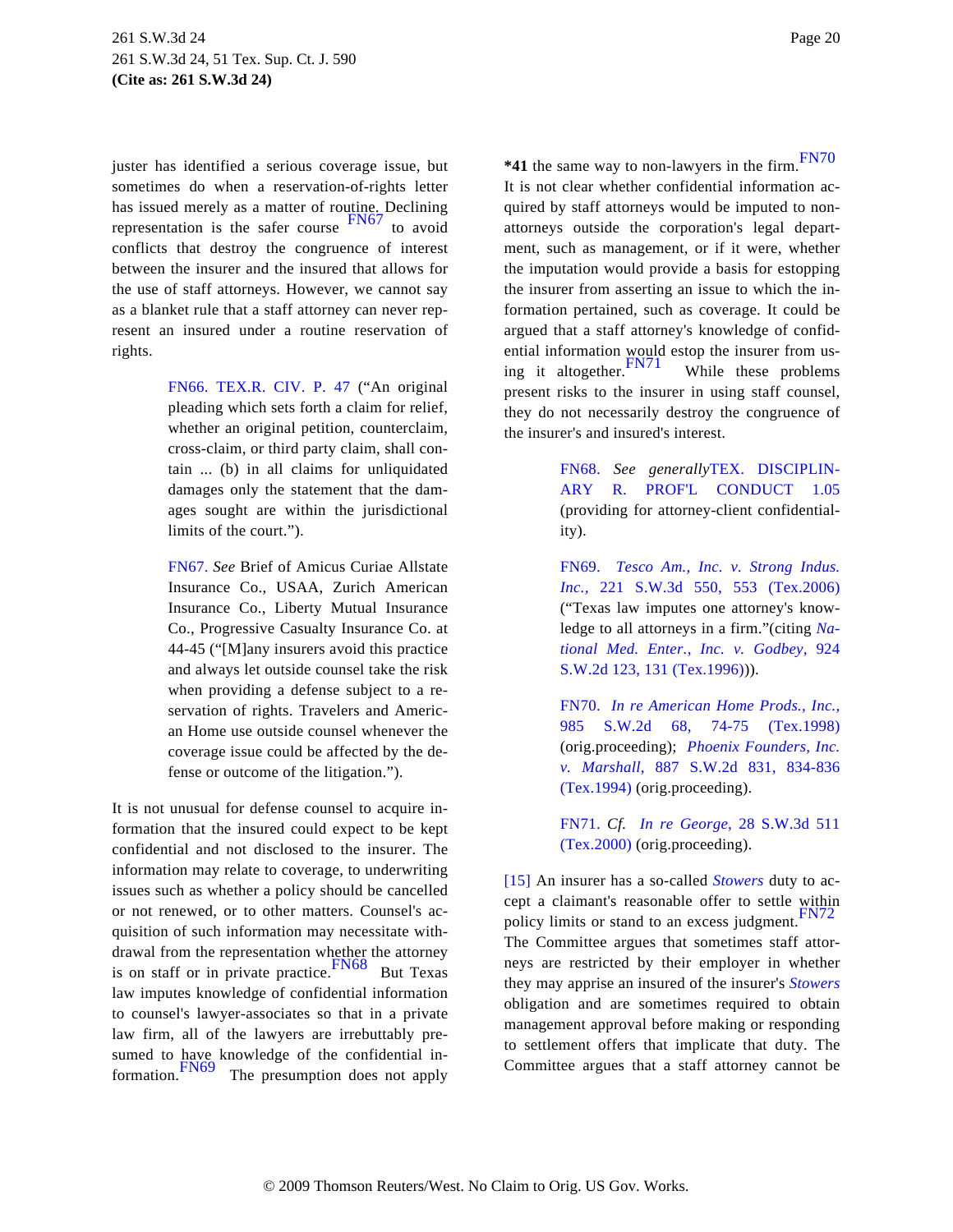juster has identified a serious coverage issue, but sometimes do when a reservation-of-rights letter has issued merely as a matter of routine. Declining representation is the safer course [FN67] to avoid conflicts that destroy the congruence of interest between the insurer and the insured that allows for the use of staff attorneys. However, we cannot say as a blanket rule that a staff attorney can never represent an insured under a routine reservation of rights.

> FN66. TEX.R. CIV. P. 47 ("An original pleading which sets forth a claim for relief, whether an original petition, counterclaim, cross-claim, or third party claim, shall contain ... (b) in all claims for unliquidated damages only the statement that the damages sought are within the jurisdictional limits of the court.").

> FN67. *See* Brief of Amicus Curiae Allstate Insurance Co., USAA, Zurich American Insurance Co., Liberty Mutual Insurance Co., Progressive Casualty Insurance Co. at 44-45 ("[M]any insurers avoid this practice and always let outside counsel take the risk when providing a defense subject to a reservation of rights. Travelers and American Home use outside counsel whenever the coverage issue could be affected by the defense or outcome of the litigation.").

It is not unusual for defense counsel to acquire information that the insured could expect to be kept confidential and not disclosed to the insurer. The information may relate to coverage, to underwriting issues such as whether a policy should be cancelled or not renewed, or to other matters. Counsel's acquisition of such information may necessitate withdrawal from the representation whether the attorney is on staff or in private practice. [FN68] But Texas law imputes knowledge of confidential information to counsel's lawyer-associates so that in a private law firm, all of the lawyers are irrebuttably presumed to have knowledge of the confidential information. [FN69] The presumption does not apply **\*41** the same way to non-lawyers in the firm. [FN70] It is not clear whether confidential information acquired by staff attorneys would be imputed to non-attorneys outside the corporation's legal department, such as management, or if it were, whether the imputation would provide a basis for estopping the insurer from asserting an issue to which the information pertained, such as coverage. It could be argued that a staff attorney's knowledge of confidential information would estop the insurer from using it altogether. [FN71] While these problems present risks to the insurer in using staff counsel, they do not necessarily destroy the congruence of the insurer's and insured's interest.

> FN68. *See generally* TEX. DISCIPLINARY R. PROF'L CONDUCT 1.05 (providing for attorney-client confidentiality).

> FN69. *Tesco Am., Inc. v. Strong Indus. Inc.,* 221 S.W.3d 550, 553 (Tex.2006) ("Texas law imputes one attorney's knowledge to all attorneys in a firm."(citing *National Med. Enter., Inc. v. Godbey,* 924 S.W.2d 123, 131 (Tex.1996))).

> FN70. *In re American Home Prods., Inc.,* 985 S.W.2d 68, 74-75 (Tex.1998) (orig.proceeding); *Phoenix Founders, Inc. v. Marshall,* 887 S.W.2d 831, 834-836 (Tex.1994) (orig.proceeding).

> FN71. *Cf. In re George,* 28 S.W.3d 511 (Tex.2000) (orig.proceeding).

[15] An insurer has a so-called *Stowers* duty to accept a claimant's reasonable offer to settle within policy limits or stand to an excess judgment. [FN72] The Committee argues that sometimes staff attorneys are restricted by their employer in whether they may apprise an insured of the insurer's *Stowers* obligation and are sometimes required to obtain management approval before making or responding to settlement offers that implicate that duty. The Committee argues that a staff attorney cannot be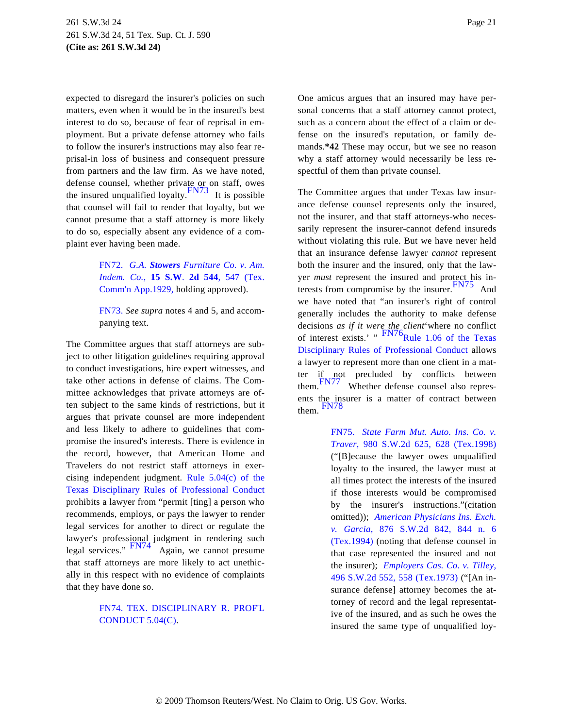expected to disregard the insurer's policies on such matters, even when it would be in the insured's best interest to do so, because of fear of reprisal in employment. But a private defense attorney who fails to follow the insurer's instructions may also fear reprisal-in loss of business and consequent pressure from partners and the law firm. As we have noted, defense counsel, whether private or on staff, owes the insured unqualified loyalty.[FN73] It is possible that counsel will fail to render that loyalty, but we cannot presume that a staff attorney is more likely to do so, especially absent any evidence of a complaint ever having been made.

> FN72. *G.A. **Stowers** Furniture Co. v. Am. Indem. Co.,* **15 S.W. 2d 544**, 547 (Tex. Comm'n App.1929, holding approved).

> FN73. *See supra* notes 4 and 5, and accompanying text.

The Committee argues that staff attorneys are subject to other litigation guidelines requiring approval to conduct investigations, hire expert witnesses, and take other actions in defense of claims. The Committee acknowledges that private attorneys are often subject to the same kinds of restrictions, but it argues that private counsel are more independent and less likely to adhere to guidelines that compromise the insured's interests. There is evidence in the record, however, that American Home and Travelers do not restrict staff attorneys in exercising independent judgment. Rule 5.04(c) of the Texas Disciplinary Rules of Professional Conduct prohibits a lawyer from "permit [ting] a person who recommends, employs, or pays the lawyer to render legal services for another to direct or regulate the lawyer's professional judgment in rendering such legal services."[FN74] Again, we cannot presume that staff attorneys are more likely to act unethically in this respect with no evidence of complaints that they have done so.

> FN74. TEX. DISCIPLINARY R. PROF'L CONDUCT 5.04(C).

One amicus argues that an insured may have personal concerns that a staff attorney cannot protect, such as a concern about the effect of a claim or defense on the insured's reputation, or family demands.**\*42** These may occur, but we see no reason why a staff attorney would necessarily be less respectful of them than private counsel.

The Committee argues that under Texas law insurance defense counsel represents only the insured, not the insurer, and that staff attorneys-who necessarily represent the insurer-cannot defend insureds without violating this rule. But we have never held that an insurance defense lawyer *cannot* represent both the insurer and the insured, only that the lawyer *must* represent the insured and protect his interests from compromise by the insurer.[FN75] And we have noted that "an insurer's right of control generally includes the authority to make defense decisions *as if it were the client*'where no conflict of interest exists.' "[FN76] Rule 1.06 of the Texas Disciplinary Rules of Professional Conduct allows a lawyer to represent more than one client in a matter if not precluded by conflicts between them.[FN77] Whether defense counsel also represents the insurer is a matter of contract between them.[FN78]

> FN75. *State Farm Mut. Auto. Ins. Co. v. Traver,* 980 S.W.2d 625, 628 (Tex.1998) ("[B]ecause the lawyer owes unqualified loyalty to the insured, the lawyer must at all times protect the interests of the insured if those interests would be compromised by the insurer's instructions."(citation omitted)); *American Physicians Ins. Exch. v. Garcia,* 876 S.W.2d 842, 844 n. 6 (Tex.1994) (noting that defense counsel in that case represented the insured and not the insurer); *Employers Cas. Co. v. Tilley,* 496 S.W.2d 552, 558 (Tex.1973) ("[An insurance defense] attorney becomes the attorney of record and the legal representative of the insured, and as such he owes the insured the same type of unqualified loy-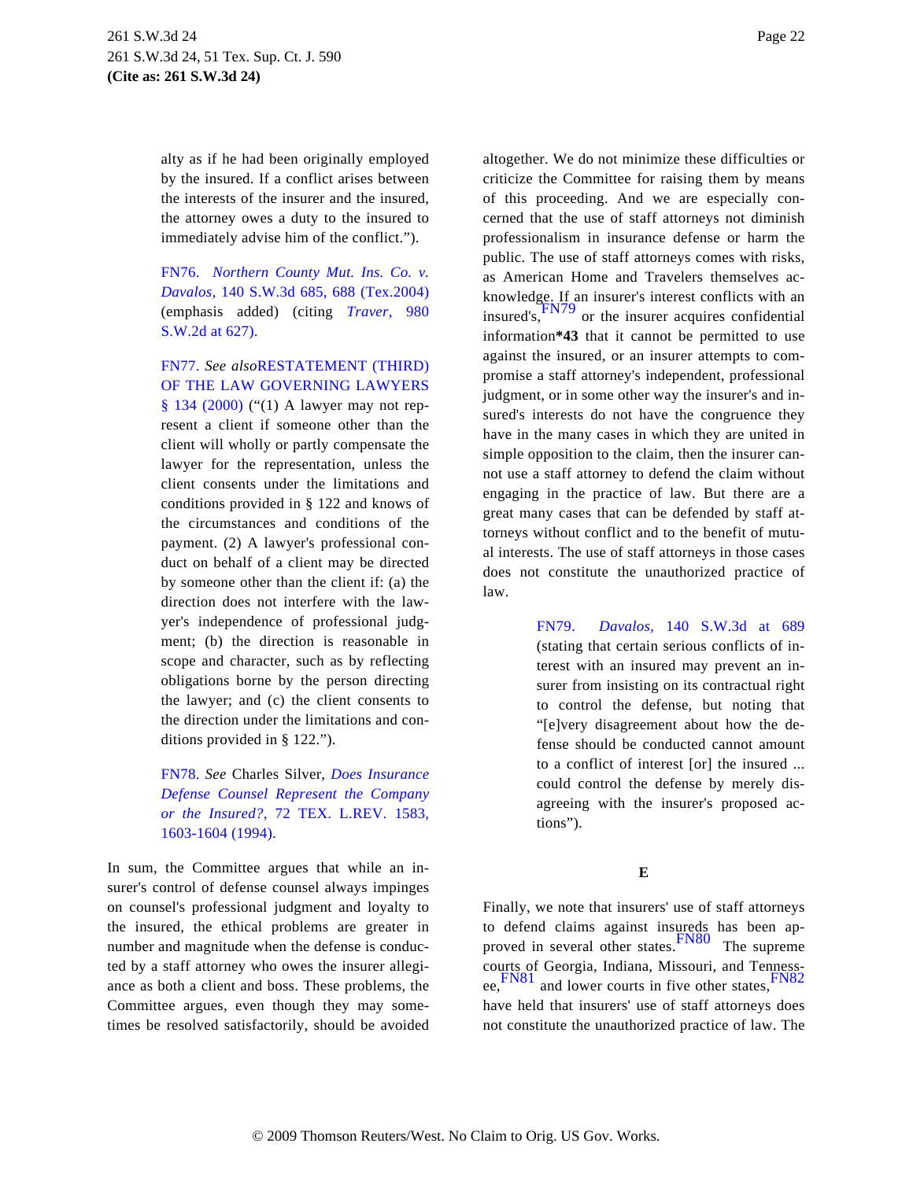alty as if he had been originally employed by the insured. If a conflict arises between the interests of the insurer and the insured, the attorney owes a duty to the insured to immediately advise him of the conflict.").

FN76. *Northern County Mut. Ins. Co. v. Davalos,* 140 S.W.3d 685, 688 (Tex.2004) (emphasis added) (citing *Traver,* 980 S.W.2d at 627).

FN77. *See also* RESTATEMENT (THIRD) OF THE LAW GOVERNING LAWYERS § 134 (2000) ("(1) A lawyer may not represent a client if someone other than the client will wholly or partly compensate the lawyer for the representation, unless the client consents under the limitations and conditions provided in § 122 and knows of the circumstances and conditions of the payment. (2) A lawyer's professional conduct on behalf of a client may be directed by someone other than the client if: (a) the direction does not interfere with the lawyer's independence of professional judgment; (b) the direction is reasonable in scope and character, such as by reflecting obligations borne by the person directing the lawyer; and (c) the client consents to the direction under the limitations and conditions provided in § 122.").

FN78. *See* Charles Silver, *Does Insurance Defense Counsel Represent the Company or the Insured?,* 72 TEX. L.REV. 1583, 1603-1604 (1994).

In sum, the Committee argues that while an insurer's control of defense counsel always impinges on counsel's professional judgment and loyalty to the insured, the ethical problems are greater in number and magnitude when the defense is conducted by a staff attorney who owes the insurer allegiance as both a client and boss. These problems, the Committee argues, even though they may sometimes be resolved satisfactorily, should be avoided altogether. We do not minimize these difficulties or criticize the Committee for raising them by means of this proceeding. And we are especially concerned that the use of staff attorneys not diminish professionalism in insurance defense or harm the public. The use of staff attorneys comes with risks, as American Home and Travelers themselves acknowledge. If an insurer's interest conflicts with an insured's,[FN79] or the insurer acquires confidential information**\*43** that it cannot be permitted to use against the insured, or an insurer attempts to compromise a staff attorney's independent, professional judgment, or in some other way the insurer's and insured's interests do not have the congruence they have in the many cases in which they are united in simple opposition to the claim, then the insurer cannot use a staff attorney to defend the claim without engaging in the practice of law. But there are a great many cases that can be defended by staff attorneys without conflict and to the benefit of mutual interests. The use of staff attorneys in those cases does not constitute the unauthorized practice of law.

FN79. *Davalos,* 140 S.W.3d at 689 (stating that certain serious conflicts of interest with an insured may prevent an insurer from insisting on its contractual right to control the defense, but noting that "[e]very disagreement about how the defense should be conducted cannot amount to a conflict of interest [or] the insured ... could control the defense by merely disagreeing with the insurer's proposed actions").

### E

Finally, we note that insurers' use of staff attorneys to defend claims against insureds has been approved in several other states.[FN80] The supreme courts of Georgia, Indiana, Missouri, and Tennessee,[FN81] and lower courts in five other states,[FN82] have held that insurers' use of staff attorneys does not constitute the unauthorized practice of law. The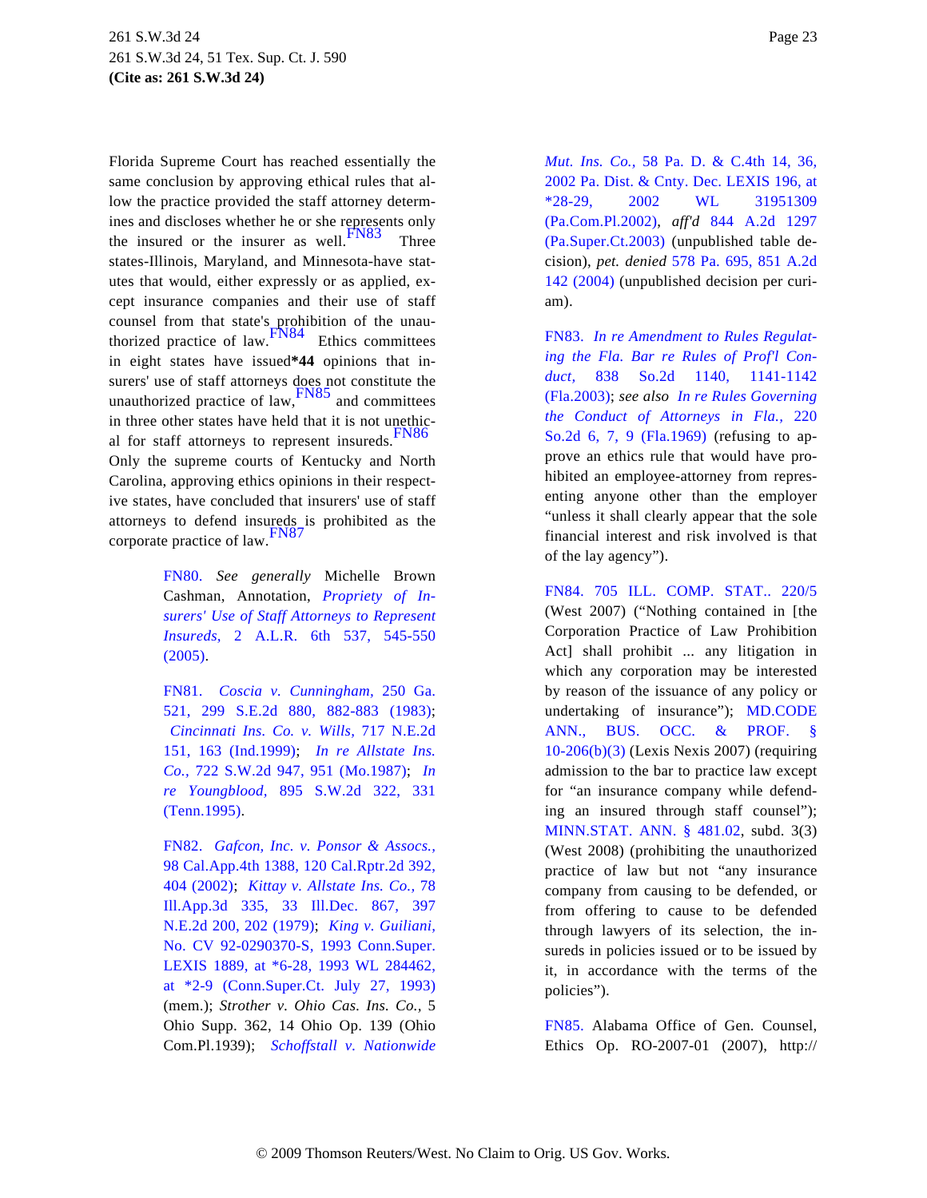Florida Supreme Court has reached essentially the same conclusion by approving ethical rules that allow the practice provided the staff attorney determines and discloses whether he or she represents only the insured or the insurer as well.[FN83] Three states-Illinois, Maryland, and Minnesota-have statutes that would, either expressly or as applied, except insurance companies and their use of staff counsel from that state's prohibition of the unauthorized practice of law.[FN84] Ethics committees in eight states have issued**\*44** opinions that insurers' use of staff attorneys does not constitute the unauthorized practice of law,[FN85] and committees in three other states have held that it is not unethical for staff attorneys to represent insureds.[FN86] Only the supreme courts of Kentucky and North Carolina, approving ethics opinions in their respective states, have concluded that insurers' use of staff attorneys to defend insureds is prohibited as the corporate practice of law.[FN87]

FN80. *See generally* Michelle Brown Cashman, Annotation, *Propriety of Insurers' Use of Staff Attorneys to Represent Insureds,* 2 A.L.R. 6th 537, 545-550 (2005).

FN81. *Coscia v. Cunningham,* 250 Ga. 521, 299 S.E.2d 880, 882-883 (1983); *Cincinnati Ins. Co. v. Wills,* 717 N.E.2d 151, 163 (Ind.1999); *In re Allstate Ins. Co.,* 722 S.W.2d 947, 951 (Mo.1987); *In re Youngblood,* 895 S.W.2d 322, 331 (Tenn.1995).

FN82. *Gafcon, Inc. v. Ponsor & Assocs.,* 98 Cal.App.4th 1388, 120 Cal.Rptr.2d 392, 404 (2002); *Kittay v. Allstate Ins. Co.,* 78 Ill.App.3d 335, 33 Ill.Dec. 867, 397 N.E.2d 200, 202 (1979); *King v. Guiliani,* No. CV 92-0290370-S, 1993 Conn.Super. LEXIS 1889, at *6-28, 1993 WL 284462, at *2-9 (Conn.Super.Ct. July 27, 1993) (mem.); *Strother v. Ohio Cas. Ins. Co.,* 5 Ohio Supp. 362, 14 Ohio Op. 139 (Ohio Com.Pl.1939); *Schoffstall v. Nationwide Mut. Ins. Co.,* 58 Pa. D. & C.4th 14, 36, 2002 Pa. Dist. & Cnty. Dec. LEXIS 196, at *28-29, 2002 WL 31951309 (Pa.Com.Pl.2002), *aff'd* 844 A.2d 1297 (Pa.Super.Ct.2003) (unpublished table decision), *pet. denied* 578 Pa. 695, 851 A.2d 142 (2004) (unpublished decision per curiam).

FN83. *In re Amendment to Rules Regulating the Fla. Bar re Rules of Prof'l Conduct,* 838 So.2d 1140, 1141-1142 (Fla.2003); *see also In re Rules Governing the Conduct of Attorneys in Fla.,* 220 So.2d 6, 7, 9 (Fla.1969) (refusing to approve an ethics rule that would have prohibited an employee-attorney from representing anyone other than the employer "unless it shall clearly appear that the sole financial interest and risk involved is that of the lay agency").

FN84. 705 ILL. COMP. STAT.. 220/5 (West 2007) ("Nothing contained in [the Corporation Practice of Law Prohibition Act] shall prohibit ... any litigation in which any corporation may be interested by reason of the issuance of any policy or undertaking of insurance"); MD.CODE ANN., BUS. OCC. & PROF. § 10-206(b)(3) (Lexis Nexis 2007) (requiring admission to the bar to practice law except for "an insurance company while defending an insured through staff counsel"); MINN.STAT. ANN. § 481.02, subd. 3(3) (West 2008) (prohibiting the unauthorized practice of law but not "any insurance company from causing to be defended, or from offering to cause to be defended through lawyers of its selection, the insureds in policies issued or to be issued by it, in accordance with the terms of the policies").

FN85. Alabama Office of Gen. Counsel, Ethics Op. RO-2007-01 (2007), http://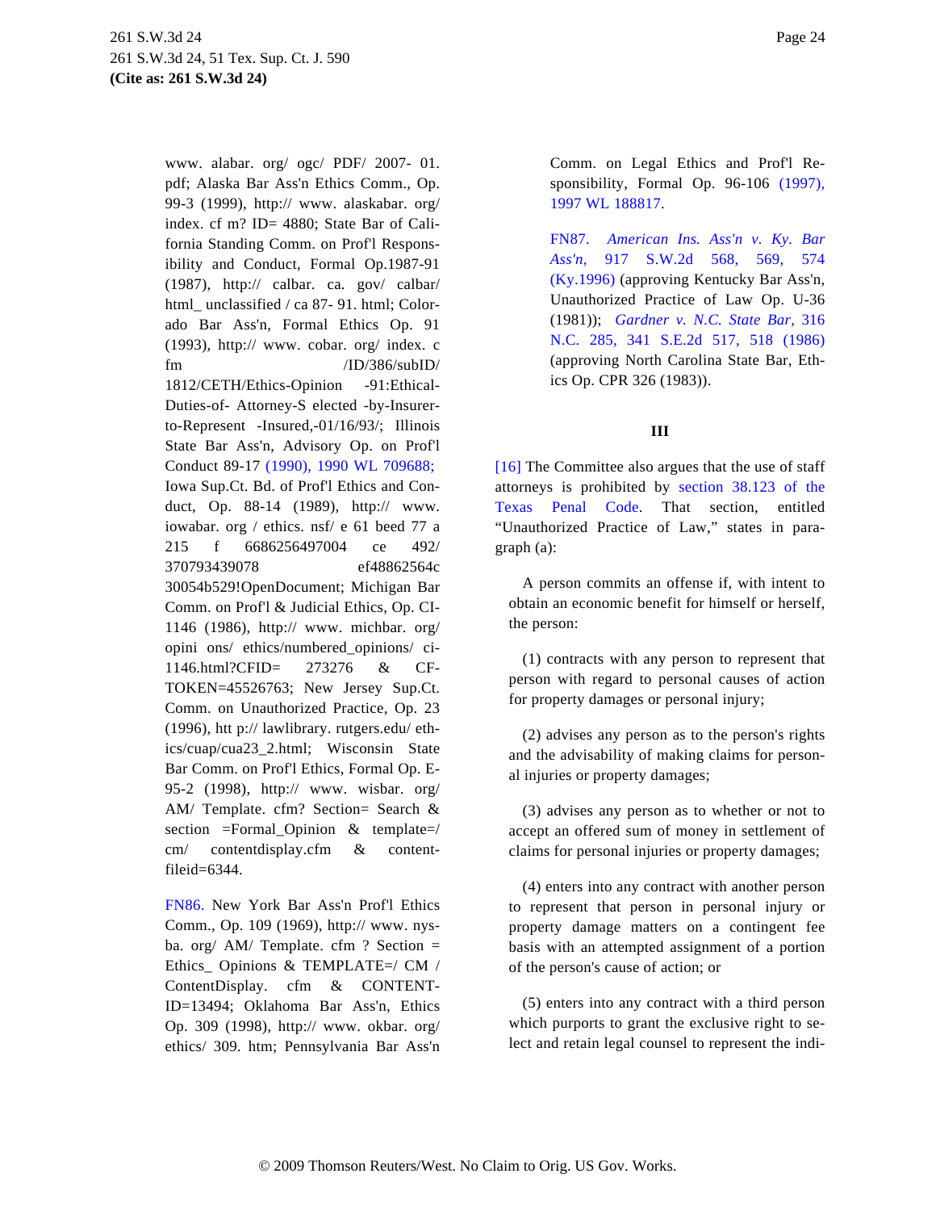www. alabar. org/ ogc/ PDF/ 2007- 01. pdf; Alaska Bar Ass'n Ethics Comm., Op. 99-3 (1999), http:// www. alaskabar. org/ index. cf m? ID= 4880; State Bar of California Standing Comm. on Prof'l Responsibility and Conduct, Formal Op.1987-91 (1987), http:// calbar. ca. gov/ calbar/ html_ unclassified / ca 87- 91. html; Colorado Bar Ass'n, Formal Ethics Op. 91 (1993), http:// www. cobar. org/ index. c fm /ID/386/subID/ 1812/CETH/Ethics-Opinion -91:Ethical-Duties-of- Attorney-S elected -by-Insurer-to-Represent -Insured,-01/16/93/; Illinois State Bar Ass'n, Advisory Op. on Prof'l Conduct 89-17 (1990), 1990 WL 709688; Iowa Sup.Ct. Bd. of Prof'l Ethics and Conduct, Op. 88-14 (1989), http:// www. iowabar. org / ethics. nsf/ e 61 beed 77 a 215 f 6686256497004 ce 492/ 370793439078 ef48862564c 30054b529!OpenDocument; Michigan Bar Comm. on Prof'l & Judicial Ethics, Op. CI-1146 (1986), http:// www. michbar. org/ opini ons/ ethics/numbered_opinions/ ci-1146.html?CFID= 273276 & CF-TOKEN=45526763; New Jersey Sup.Ct. Comm. on Unauthorized Practice, Op. 23 (1996), htt p:// lawlibrary. rutgers.edu/ ethics/cuap/cua23_2.html; Wisconsin State Bar Comm. on Prof'l Ethics, Formal Op. E-95-2 (1998), http:// www. wisbar. org/ AM/ Template. cfm? Section= Search & section =Formal_Opinion & template=/ cm/ contentdisplay.cfm & content-fileid=6344.

FN86. New York Bar Ass'n Prof'l Ethics Comm., Op. 109 (1969), http:// www. nysba. org/ AM/ Template. cfm ? Section = Ethics_ Opinions & TEMPLATE=/ CM / ContentDisplay. cfm & CONTENT-ID=13494; Oklahoma Bar Ass'n, Ethics Op. 309 (1998), http:// www. okbar. org/ ethics/ 309. htm; Pennsylvania Bar Ass'n Comm. on Legal Ethics and Prof'l Responsibility, Formal Op. 96-106 (1997), 1997 WL 188817.

FN87. *American Ins. Ass'n v. Ky. Bar Ass'n,* 917 S.W.2d 568, 569, 574 (Ky.1996) (approving Kentucky Bar Ass'n, Unauthorized Practice of Law Op. U-36 (1981)); *Gardner v. N.C. State Bar,* 316 N.C. 285, 341 S.E.2d 517, 518 (1986) (approving North Carolina State Bar, Ethics Op. CPR 326 (1983)).

## III

[16] The Committee also argues that the use of staff attorneys is prohibited by section 38.123 of the Texas Penal Code. That section, entitled "Unauthorized Practice of Law," states in paragraph (a):

> A person commits an offense if, with intent to obtain an economic benefit for himself or herself, the person:
>
> (1) contracts with any person to represent that person with regard to personal causes of action for property damages or personal injury;
>
> (2) advises any person as to the person's rights and the advisability of making claims for personal injuries or property damages;
>
> (3) advises any person as to whether or not to accept an offered sum of money in settlement of claims for personal injuries or property damages;
>
> (4) enters into any contract with another person to represent that person in personal injury or property damage matters on a contingent fee basis with an attempted assignment of a portion of the person's cause of action; or
>
> (5) enters into any contract with a third person which purports to grant the exclusive right to select and retain legal counsel to represent the indi-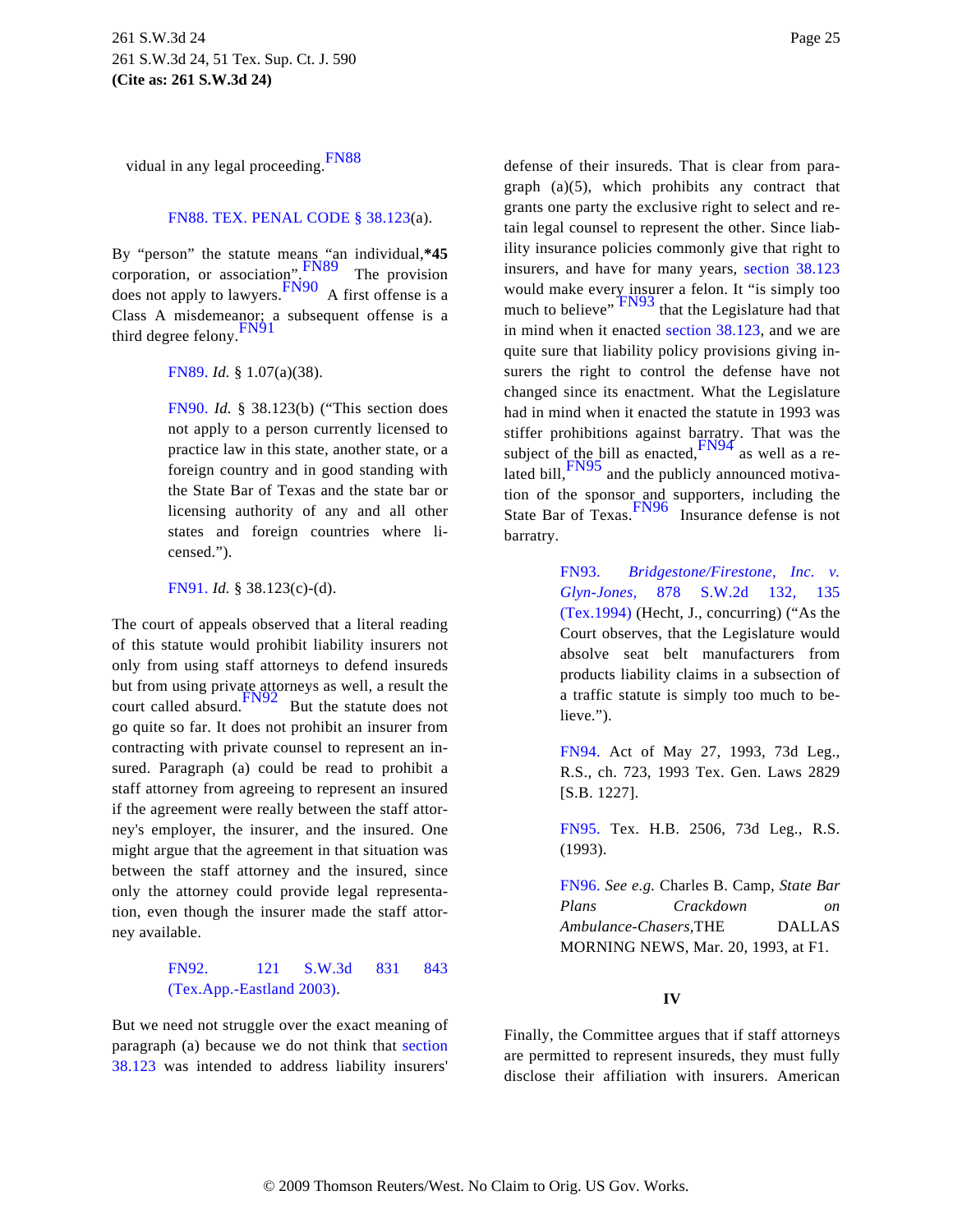vidual in any legal proceeding.[FN88]

> FN88. TEX. PENAL CODE § 38.123(a).

By "person" the statute means "an individual,**\*45** corporation, or association".[FN89] The provision does not apply to lawyers.[FN90] A first offense is a Class A misdemeanor; a subsequent offense is a third degree felony.[FN91]

> FN89. *Id.* § 1.07(a)(38).

> FN90. *Id.* § 38.123(b) ("This section does not apply to a person currently licensed to practice law in this state, another state, or a foreign country and in good standing with the State Bar of Texas and the state bar or licensing authority of any and all other states and foreign countries where licensed.").

> FN91. *Id.* § 38.123(c)-(d).

The court of appeals observed that a literal reading of this statute would prohibit liability insurers not only from using staff attorneys to defend insureds but from using private attorneys as well, a result the court called absurd.[FN92] But the statute does not go quite so far. It does not prohibit an insurer from contracting with private counsel to represent an insured. Paragraph (a) could be read to prohibit a staff attorney from agreeing to represent an insured if the agreement were really between the staff attorney's employer, the insurer, and the insured. One might argue that the agreement in that situation was between the staff attorney and the insured, since only the attorney could provide legal representation, even though the insurer made the staff attorney available.

> FN92. 121 S.W.3d 831 843 (Tex.App.-Eastland 2003).

But we need not struggle over the exact meaning of paragraph (a) because we do not think that section 38.123 was intended to address liability insurers' defense of their insureds. That is clear from paragraph (a)(5), which prohibits any contract that grants one party the exclusive right to select and retain legal counsel to represent the other. Since liability insurance policies commonly give that right to insurers, and have for many years, section 38.123 would make every insurer a felon. It "is simply too much to believe"[FN93] that the Legislature had that in mind when it enacted section 38.123, and we are quite sure that liability policy provisions giving insurers the right to control the defense have not changed since its enactment. What the Legislature had in mind when it enacted the statute in 1993 was stiffer prohibitions against barratry. That was the subject of the bill as enacted,[FN94] as well as a related bill,[FN95] and the publicly announced motivation of the sponsor and supporters, including the State Bar of Texas.[FN96] Insurance defense is not barratry.

> FN93. *Bridgestone/Firestone, Inc. v. Glyn-Jones,* 878 S.W.2d 132, 135 (Tex.1994) (Hecht, J., concurring) ("As the Court observes, that the Legislature would absolve seat belt manufacturers from products liability claims in a subsection of a traffic statute is simply too much to believe.").

> FN94. Act of May 27, 1993, 73d Leg., R.S., ch. 723, 1993 Tex. Gen. Laws 2829 [S.B. 1227].

> FN95. Tex. H.B. 2506, 73d Leg., R.S. (1993).

> FN96. *See e.g.* Charles B. Camp, *State Bar Plans Crackdown on Ambulance-Chasers,* THE DALLAS MORNING NEWS, Mar. 20, 1993, at F1.

## IV

Finally, the Committee argues that if staff attorneys are permitted to represent insureds, they must fully disclose their affiliation with insurers. American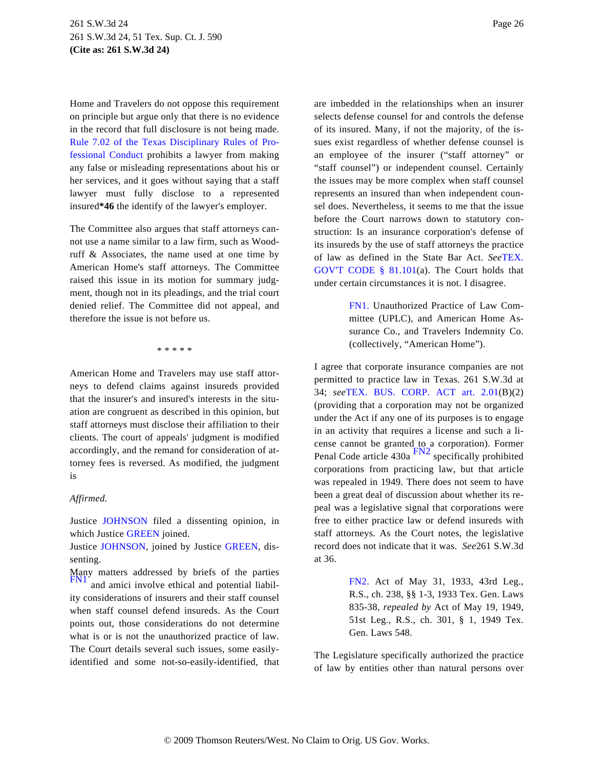Home and Travelers do not oppose this requirement on principle but argue only that there is no evidence in the record that full disclosure is not being made. Rule 7.02 of the Texas Disciplinary Rules of Professional Conduct prohibits a lawyer from making any false or misleading representations about his or her services, and it goes without saying that a staff lawyer must fully disclose to a represented insured**\*46** the identify of the lawyer's employer.

The Committee also argues that staff attorneys cannot use a name similar to a law firm, such as Woodruff & Associates, the name used at one time by American Home's staff attorneys. The Committee raised this issue in its motion for summary judgment, though not in its pleadings, and the trial court denied relief. The Committee did not appeal, and therefore the issue is not before us.

\* \* \* \* \*

American Home and Travelers may use staff attorneys to defend claims against insureds provided that the insurer's and insured's interests in the situation are congruent as described in this opinion, but staff attorneys must disclose their affiliation to their clients. The court of appeals' judgment is modified accordingly, and the remand for consideration of attorney fees is reversed. As modified, the judgment is

*Affirmed.*

Justice JOHNSON filed a dissenting opinion, in which Justice GREEN joined.

Justice JOHNSON, joined by Justice GREEN, dissenting.

Many matters addressed by briefs of the parties [FN1] and amici involve ethical and potential liability considerations of insurers and their staff counsel when staff counsel defend insureds. As the Court points out, those considerations do not determine what is or is not the unauthorized practice of law. The Court details several such issues, some easily-identified and some not-so-easily-identified, that are imbedded in the relationships when an insurer selects defense counsel for and controls the defense of its insured. Many, if not the majority, of the issues exist regardless of whether defense counsel is an employee of the insurer ("staff attorney" or "staff counsel") or independent counsel. Certainly the issues may be more complex when staff counsel represents an insured than when independent counsel does. Nevertheless, it seems to me that the issue before the Court narrows down to statutory construction: Is an insurance corporation's defense of its insureds by the use of staff attorneys the practice of law as defined in the State Bar Act. *See*TEX. GOV'T CODE § 81.101(a). The Court holds that under certain circumstances it is not. I disagree.

> FN1. Unauthorized Practice of Law Committee (UPLC), and American Home Assurance Co., and Travelers Indemnity Co. (collectively, "American Home").

I agree that corporate insurance companies are not permitted to practice law in Texas. 261 S.W.3d at 34; *see*TEX. BUS. CORP. ACT art. 2.01(B)(2) (providing that a corporation may not be organized under the Act if any one of its purposes is to engage in an activity that requires a license and such a license cannot be granted to a corporation). Former Penal Code article 430a [FN2] specifically prohibited corporations from practicing law, but that article was repealed in 1949. There does not seem to have been a great deal of discussion about whether its repeal was a legislative signal that corporations were free to either practice law or defend insureds with staff attorneys. As the Court notes, the legislative record does not indicate that it was. *See*261 S.W.3d at 36.

> FN2. Act of May 31, 1933, 43rd Leg., R.S., ch. 238, §§ 1-3, 1933 Tex. Gen. Laws 835-38, *repealed by* Act of May 19, 1949, 51st Leg., R.S., ch. 301, § 1, 1949 Tex. Gen. Laws 548.

The Legislature specifically authorized the practice of law by entities other than natural persons over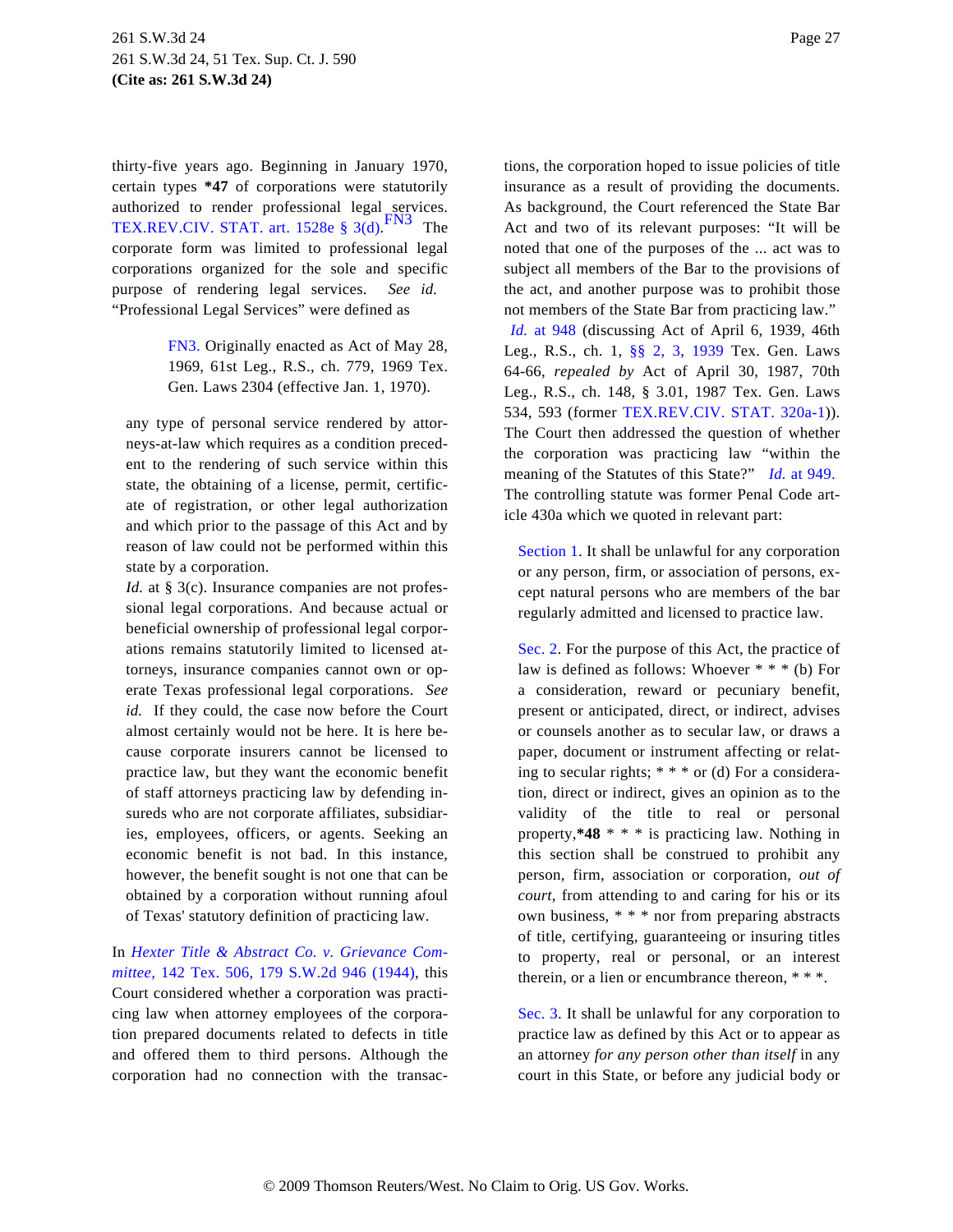thirty-five years ago. Beginning in January 1970, certain types **\*47** of corporations were statutorily authorized to render professional legal services. TEX.REV.CIV. STAT. art. 1528e § 3(d).[FN3] The corporate form was limited to professional legal corporations organized for the sole and specific purpose of rendering legal services. *See id.* "Professional Legal Services" were defined as

> FN3. Originally enacted as Act of May 28, 1969, 61st Leg., R.S., ch. 779, 1969 Tex. Gen. Laws 2304 (effective Jan. 1, 1970).

> any type of personal service rendered by attorneys-at-law which requires as a condition precedent to the rendering of such service within this state, the obtaining of a license, permit, certificate of registration, or other legal authorization and which prior to the passage of this Act and by reason of law could not be performed within this state by a corporation.

*Id.* at § 3(c). Insurance companies are not professional legal corporations. And because actual or beneficial ownership of professional legal corporations remains statutorily limited to licensed attorneys, insurance companies cannot own or operate Texas professional legal corporations. *See id.* If they could, the case now before the Court almost certainly would not be here. It is here because corporate insurers cannot be licensed to practice law, but they want the economic benefit of staff attorneys practicing law by defending insureds who are not corporate affiliates, subsidiaries, employees, officers, or agents. Seeking an economic benefit is not bad. In this instance, however, the benefit sought is not one that can be obtained by a corporation without running afoul of Texas' statutory definition of practicing law.

In *Hexter Title & Abstract Co. v. Grievance Committee,* 142 Tex. 506, 179 S.W.2d 946 (1944), this Court considered whether a corporation was practicing law when attorney employees of the corporation prepared documents related to defects in title and offered them to third persons. Although the corporation had no connection with the transactions, the corporation hoped to issue policies of title insurance as a result of providing the documents. As background, the Court referenced the State Bar Act and two of its relevant purposes: "It will be noted that one of the purposes of the ... act was to subject all members of the Bar to the provisions of the act, and another purpose was to prohibit those not members of the State Bar from practicing law." *Id.* at 948 (discussing Act of April 6, 1939, 46th Leg., R.S., ch. 1, §§ 2, 3, 1939 Tex. Gen. Laws 64-66, *repealed by* Act of April 30, 1987, 70th Leg., R.S., ch. 148, § 3.01, 1987 Tex. Gen. Laws 534, 593 (former TEX.REV.CIV. STAT. 320a-1)). The Court then addressed the question of whether the corporation was practicing law "within the meaning of the Statutes of this State?" *Id.* at 949. The controlling statute was former Penal Code article 430a which we quoted in relevant part:

> Section 1. It shall be unlawful for any corporation or any person, firm, or association of persons, except natural persons who are members of the bar regularly admitted and licensed to practice law.
>
> Sec. 2. For the purpose of this Act, the practice of law is defined as follows: Whoever * * * (b) For a consideration, reward or pecuniary benefit, present or anticipated, direct, or indirect, advises or counsels another as to secular law, or draws a paper, document or instrument affecting or relating to secular rights; * * * or (d) For a consideration, direct or indirect, gives an opinion as to the validity of the title to real or personal property,**\*48** * * * is practicing law. Nothing in this section shall be construed to prohibit any person, firm, association or corporation, *out of court,* from attending to and caring for his or its own business, * * * nor from preparing abstracts of title, certifying, guaranteeing or insuring titles to property, real or personal, or an interest therein, or a lien or encumbrance thereon, * * *.
>
> Sec. 3. It shall be unlawful for any corporation to practice law as defined by this Act or to appear as an attorney *for any person other than itself* in any court in this State, or before any judicial body or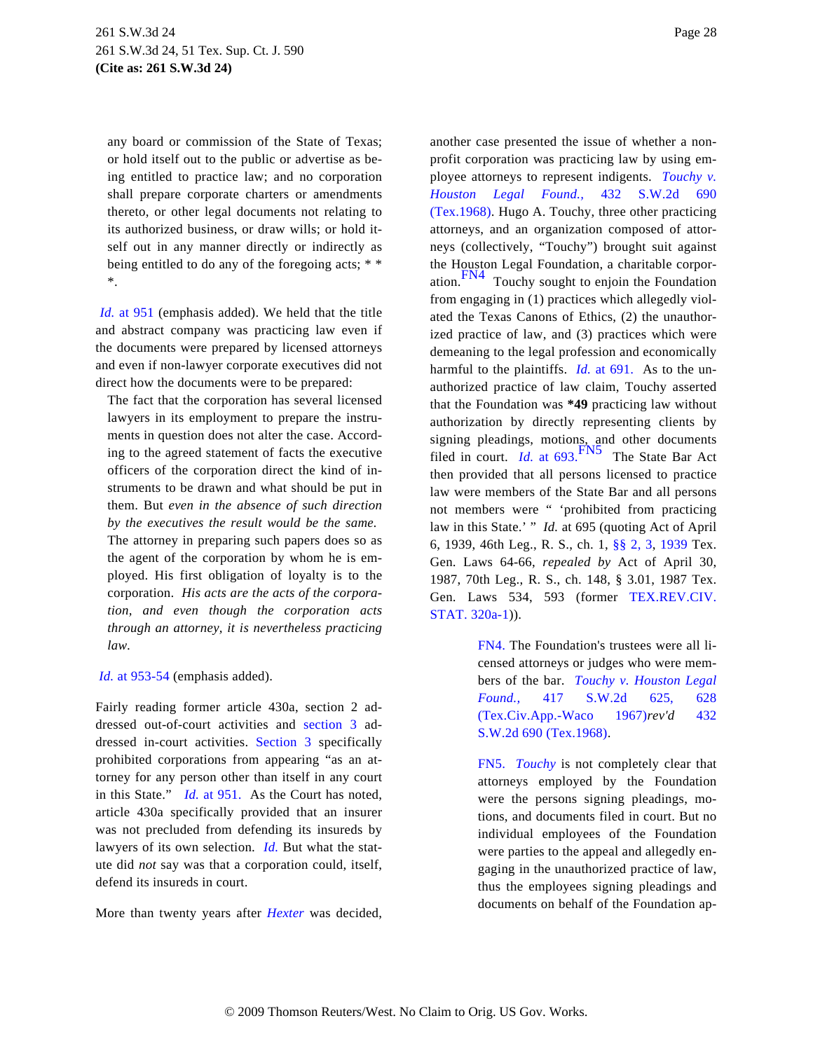any board or commission of the State of Texas; or hold itself out to the public or advertise as being entitled to practice law; and no corporation shall prepare corporate charters or amendments thereto, or other legal documents not relating to its authorized business, or draw wills; or hold itself out in any manner directly or indirectly as being entitled to do any of the foregoing acts; * * *.

*Id.* at 951 (emphasis added). We held that the title and abstract company was practicing law even if the documents were prepared by licensed attorneys and even if non-lawyer corporate executives did not direct how the documents were to be prepared:

> The fact that the corporation has several licensed lawyers in its employment to prepare the instruments in question does not alter the case. According to the agreed statement of facts the executive officers of the corporation direct the kind of instruments to be drawn and what should be put in them. But *even in the absence of such direction by the executives the result would be the same.* The attorney in preparing such papers does so as the agent of the corporation by whom he is employed. His first obligation of loyalty is to the corporation. *His acts are the acts of the corporation, and even though the corporation acts through an attorney, it is nevertheless practicing law.*

*Id.* at 953-54 (emphasis added).

Fairly reading former article 430a, section 2 addressed out-of-court activities and section 3 addressed in-court activities. Section 3 specifically prohibited corporations from appearing "as an attorney for any person other than itself in any court in this State." *Id.* at 951. As the Court has noted, article 430a specifically provided that an insurer was not precluded from defending its insureds by lawyers of its own selection. *Id.* But what the statute did *not* say was that a corporation could, itself, defend its insureds in court.

More than twenty years after *Hexter* was decided, another case presented the issue of whether a non-profit corporation was practicing law by using employee attorneys to represent indigents. *Touchy v. Houston Legal Found.,* 432 S.W.2d 690 (Tex.1968). Hugo A. Touchy, three other practicing attorneys, and an organization composed of attorneys (collectively, "Touchy") brought suit against the Houston Legal Foundation, a charitable corporation.[FN4] Touchy sought to enjoin the Foundation from engaging in (1) practices which allegedly violated the Texas Canons of Ethics, (2) the unauthorized practice of law, and (3) practices which were demeaning to the legal profession and economically harmful to the plaintiffs. *Id.* at 691. As to the unauthorized practice of law claim, Touchy asserted that the Foundation was **\*49** practicing law without authorization by directly representing clients by signing pleadings, motions, and other documents filed in court. *Id.* at 693.[FN5] The State Bar Act then provided that all persons licensed to practice law were members of the State Bar and all persons not members were " 'prohibited from practicing law in this State.' " *Id.* at 695 (quoting Act of April 6, 1939, 46th Leg., R. S., ch. 1, §§ 2, 3, 1939 Tex. Gen. Laws 64-66, *repealed by* Act of April 30, 1987, 70th Leg., R. S., ch. 148, § 3.01, 1987 Tex. Gen. Laws 534, 593 (former TEX.REV.CIV. STAT. 320a-1)).

> FN4. The Foundation's trustees were all licensed attorneys or judges who were members of the bar. *Touchy v. Houston Legal Found.,* 417 S.W.2d 625, 628 (Tex.Civ.App.-Waco 1967)*rev'd* 432 S.W.2d 690 (Tex.1968).

> FN5. *Touchy* is not completely clear that attorneys employed by the Foundation were the persons signing pleadings, motions, and documents filed in court. But no individual employees of the Foundation were parties to the appeal and allegedly engaging in the unauthorized practice of law, thus the employees signing pleadings and documents on behalf of the Foundation ap-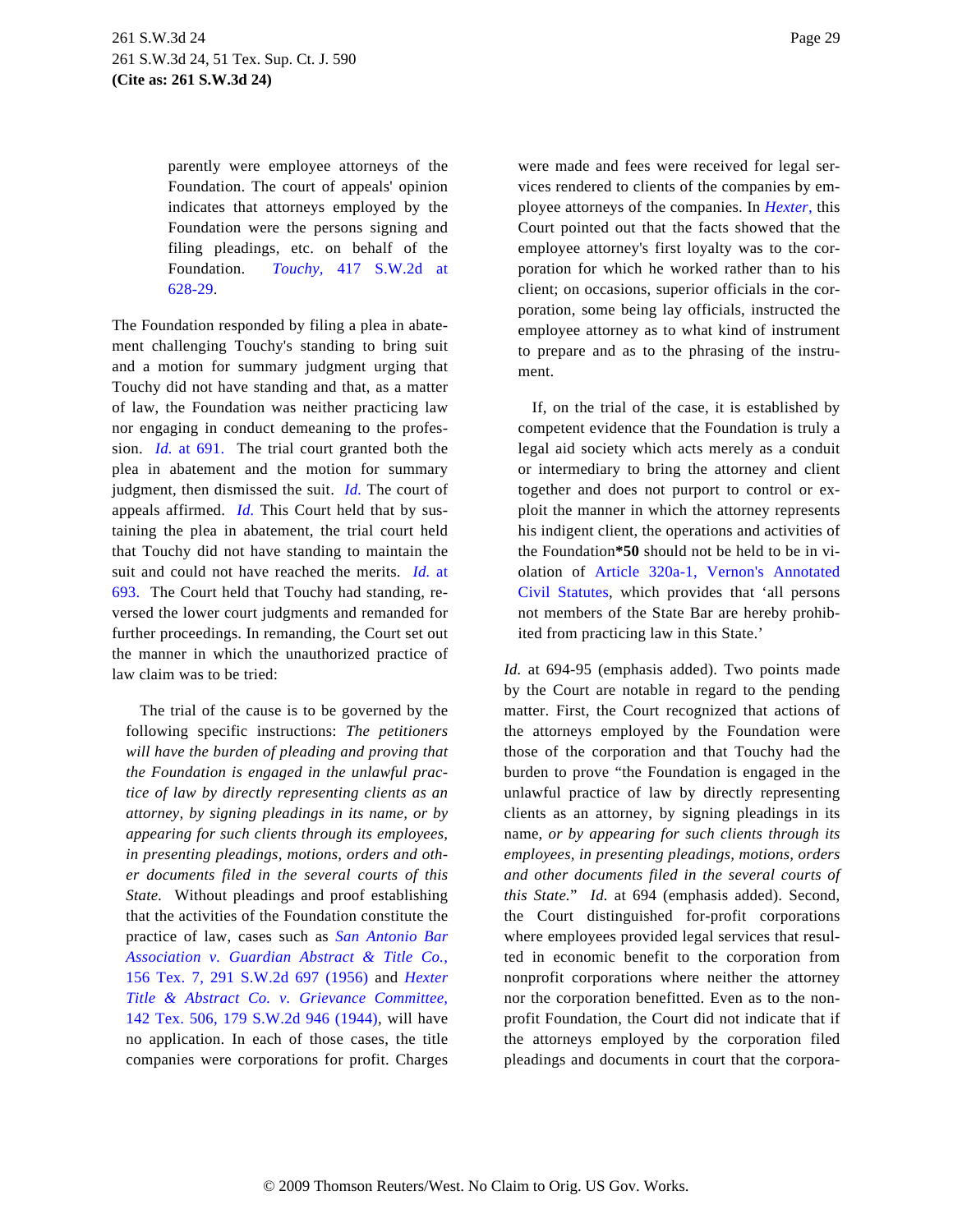> parently were employee attorneys of the Foundation. The court of appeals' opinion indicates that attorneys employed by the Foundation were the persons signing and filing pleadings, etc. on behalf of the Foundation. *Touchy,* 417 S.W.2d at 628-29.

The Foundation responded by filing a plea in abatement challenging Touchy's standing to bring suit and a motion for summary judgment urging that Touchy did not have standing and that, as a matter of law, the Foundation was neither practicing law nor engaging in conduct demeaning to the profession. *Id.* at 691. The trial court granted both the plea in abatement and the motion for summary judgment, then dismissed the suit. *Id.* The court of appeals affirmed. *Id.* This Court held that by sustaining the plea in abatement, the trial court held that Touchy did not have standing to maintain the suit and could not have reached the merits. *Id.* at 693. The Court held that Touchy had standing, reversed the lower court judgments and remanded for further proceedings. In remanding, the Court set out the manner in which the unauthorized practice of law claim was to be tried:

> The trial of the cause is to be governed by the following specific instructions: *The petitioners will have the burden of pleading and proving that the Foundation is engaged in the unlawful practice of law by directly representing clients as an attorney, by signing pleadings in its name, or by appearing for such clients through its employees, in presenting pleadings, motions, orders and other documents filed in the several courts of this State.* Without pleadings and proof establishing that the activities of the Foundation constitute the practice of law, cases such as *San Antonio Bar Association v. Guardian Abstract & Title Co.,* 156 Tex. 7, 291 S.W.2d 697 (1956) and *Hexter Title & Abstract Co. v. Grievance Committee,* 142 Tex. 506, 179 S.W.2d 946 (1944), will have no application. In each of those cases, the title companies were corporations for profit. Charges were made and fees were received for legal services rendered to clients of the companies by employee attorneys of the companies. In *Hexter,* this Court pointed out that the facts showed that the employee attorney's first loyalty was to the corporation for which he worked rather than to his client; on occasions, superior officials in the corporation, some being lay officials, instructed the employee attorney as to what kind of instrument to prepare and as to the phrasing of the instrument.
>
> If, on the trial of the case, it is established by competent evidence that the Foundation is truly a legal aid society which acts merely as a conduit or intermediary to bring the attorney and client together and does not purport to control or exploit the manner in which the attorney represents his indigent client, the operations and activities of the Foundation**\*50** should not be held to be in violation of Article 320a-1, Vernon's Annotated Civil Statutes, which provides that 'all persons not members of the State Bar are hereby prohibited from practicing law in this State.'

*Id.* at 694-95 (emphasis added). Two points made by the Court are notable in regard to the pending matter. First, the Court recognized that actions of the attorneys employed by the Foundation were those of the corporation and that Touchy had the burden to prove "the Foundation is engaged in the unlawful practice of law by directly representing clients as an attorney, by signing pleadings in its name, *or by appearing for such clients through its employees, in presenting pleadings, motions, orders and other documents filed in the several courts of this State.*" *Id.* at 694 (emphasis added). Second, the Court distinguished for-profit corporations where employees provided legal services that resulted in economic benefit to the corporation from nonprofit corporations where neither the attorney nor the corporation benefitted. Even as to the nonprofit Foundation, the Court did not indicate that if the attorneys employed by the corporation filed pleadings and documents in court that the corpora-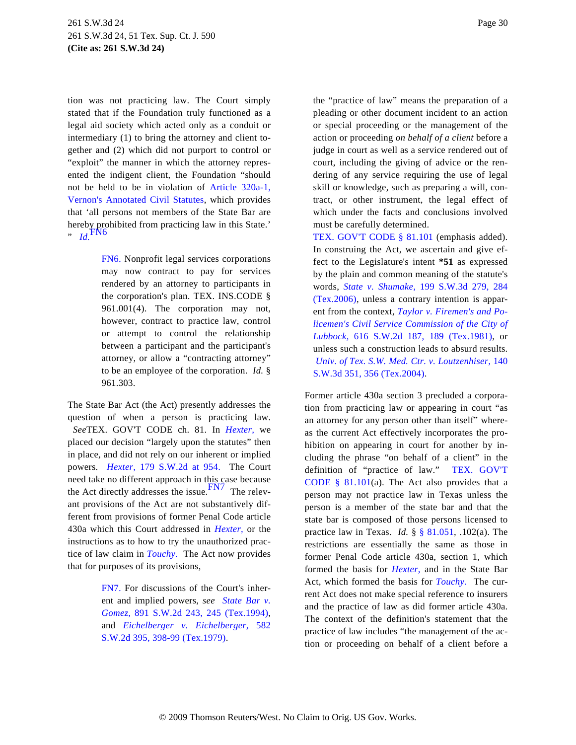tion was not practicing law. The Court simply stated that if the Foundation truly functioned as a legal aid society which acted only as a conduit or intermediary (1) to bring the attorney and client together and (2) which did not purport to control or "exploit" the manner in which the attorney represented the indigent client, the Foundation "should not be held to be in violation of Article 320a-1, Vernon's Annotated Civil Statutes, which provides that 'all persons not members of the State Bar are hereby prohibited from practicing law in this State.' " *Id.*[FN6]

> FN6. Nonprofit legal services corporations may now contract to pay for services rendered by an attorney to participants in the corporation's plan. TEX. INS.CODE § 961.001(4). The corporation may not, however, contract to practice law, control or attempt to control the relationship between a participant and the participant's attorney, or allow a "contracting attorney" to be an employee of the corporation. *Id.* § 961.303.

The State Bar Act (the Act) presently addresses the question of when a person is practicing law. *See*TEX. GOV'T CODE ch. 81. In *Hexter,* we placed our decision "largely upon the statutes" then in place, and did not rely on our inherent or implied powers. *Hexter,* 179 S.W.2d at 954. The Court need take no different approach in this case because the Act directly addresses the issue.[FN7] The relevant provisions of the Act are not substantively different from provisions of former Penal Code article 430a which this Court addressed in *Hexter,* or the instructions as to how to try the unauthorized practice of law claim in *Touchy.* The Act now provides that for purposes of its provisions,

> FN7. For discussions of the Court's inherent and implied powers, *see State Bar v. Gomez,* 891 S.W.2d 243, 245 (Tex.1994), and *Eichelberger v. Eichelberger,* 582 S.W.2d 395, 398-99 (Tex.1979).

> the "practice of law" means the preparation of a pleading or other document incident to an action or special proceeding or the management of the action or proceeding *on behalf of a client* before a judge in court as well as a service rendered out of court, including the giving of advice or the rendering of any service requiring the use of legal skill or knowledge, such as preparing a will, contract, or other instrument, the legal effect of which under the facts and conclusions involved must be carefully determined.

TEX. GOV'T CODE § 81.101 (emphasis added). In construing the Act, we ascertain and give effect to the Legislature's intent **\*51** as expressed by the plain and common meaning of the statute's words, *State v. Shumake,* 199 S.W.3d 279, 284 (Tex.2006), unless a contrary intention is apparent from the context, *Taylor v. Firemen's and Policemen's Civil Service Commission of the City of Lubbock,* 616 S.W.2d 187, 189 (Tex.1981), or unless such a construction leads to absurd results. *Univ. of Tex. S.W. Med. Ctr. v. Loutzenhiser,* 140 S.W.3d 351, 356 (Tex.2004).

Former article 430a section 3 precluded a corporation from practicing law or appearing in court "as an attorney for any person other than itself" whereas the current Act effectively incorporates the prohibition on appearing in court for another by including the phrase "on behalf of a client" in the definition of "practice of law." TEX. GOV'T CODE § 81.101(a). The Act also provides that a person may not practice law in Texas unless the person is a member of the state bar and that the state bar is composed of those persons licensed to practice law in Texas. *Id.* § § 81.051, .102(a). The restrictions are essentially the same as those in former Penal Code article 430a, section 1, which formed the basis for *Hexter,* and in the State Bar Act, which formed the basis for *Touchy.* The current Act does not make special reference to insurers and the practice of law as did former article 430a. The context of the definition's statement that the practice of law includes "the management of the action or proceeding on behalf of a client before a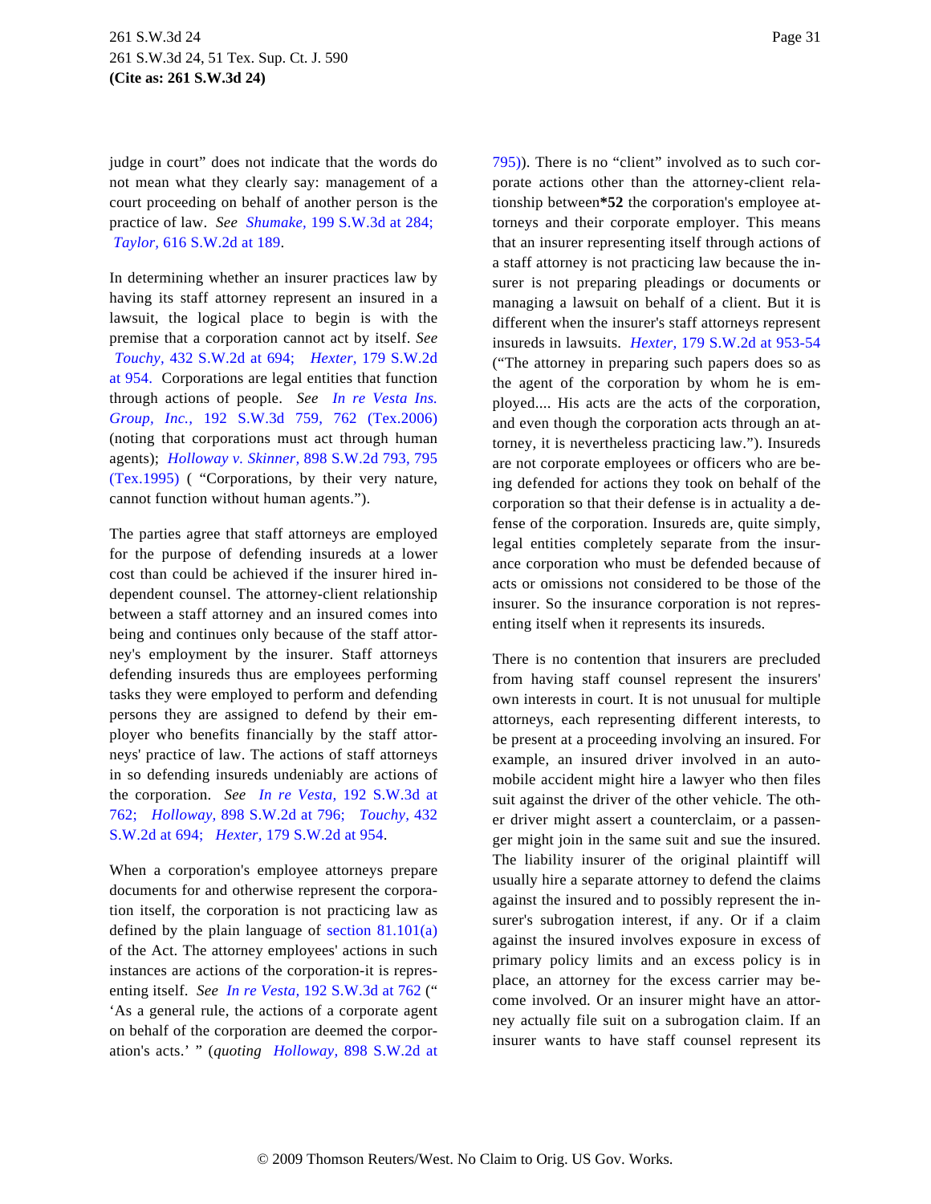judge in court" does not indicate that the words do not mean what they clearly say: management of a court proceeding on behalf of another person is the practice of law. *See* *Shumake,* 199 S.W.3d at 284; *Taylor,* 616 S.W.2d at 189.

In determining whether an insurer practices law by having its staff attorney represent an insured in a lawsuit, the logical place to begin is with the premise that a corporation cannot act by itself. *See* *Touchy,* 432 S.W.2d at 694; *Hexter,* 179 S.W.2d at 954. Corporations are legal entities that function through actions of people. *See* *In re Vesta Ins. Group, Inc.,* 192 S.W.3d 759, 762 (Tex.2006) (noting that corporations must act through human agents); *Holloway v. Skinner,* 898 S.W.2d 793, 795 (Tex.1995) ( "Corporations, by their very nature, cannot function without human agents.").

The parties agree that staff attorneys are employed for the purpose of defending insureds at a lower cost than could be achieved if the insurer hired independent counsel. The attorney-client relationship between a staff attorney and an insured comes into being and continues only because of the staff attorney's employment by the insurer. Staff attorneys defending insureds thus are employees performing tasks they were employed to perform and defending persons they are assigned to defend by their employer who benefits financially by the staff attorneys' practice of law. The actions of staff attorneys in so defending insureds undeniably are actions of the corporation. *See* *In re Vesta,* 192 S.W.3d at 762; *Holloway,* 898 S.W.2d at 796; *Touchy,* 432 S.W.2d at 694; *Hexter,* 179 S.W.2d at 954.

When a corporation's employee attorneys prepare documents for and otherwise represent the corporation itself, the corporation is not practicing law as defined by the plain language of section 81.101(a) of the Act. The attorney employees' actions in such instances are actions of the corporation-it is representing itself. *See* *In re Vesta,* 192 S.W.3d at 762 (" 'As a general rule, the actions of a corporate agent on behalf of the corporation are deemed the corporation's acts.' " (*quoting* *Holloway,* 898 S.W.2d at 795)). There is no "client" involved as to such corporate actions other than the attorney-client relationship between**\*52** the corporation's employee attorneys and their corporate employer. This means that an insurer representing itself through actions of a staff attorney is not practicing law because the insurer is not preparing pleadings or documents or managing a lawsuit on behalf of a client. But it is different when the insurer's staff attorneys represent insureds in lawsuits. *Hexter,* 179 S.W.2d at 953-54 ("The attorney in preparing such papers does so as the agent of the corporation by whom he is employed.... His acts are the acts of the corporation, and even though the corporation acts through an attorney, it is nevertheless practicing law."). Insureds are not corporate employees or officers who are being defended for actions they took on behalf of the corporation so that their defense is in actuality a defense of the corporation. Insureds are, quite simply, legal entities completely separate from the insurance corporation who must be defended because of acts or omissions not considered to be those of the insurer. So the insurance corporation is not representing itself when it represents its insureds.

There is no contention that insurers are precluded from having staff counsel represent the insurers' own interests in court. It is not unusual for multiple attorneys, each representing different interests, to be present at a proceeding involving an insured. For example, an insured driver involved in an automobile accident might hire a lawyer who then files suit against the driver of the other vehicle. The other driver might assert a counterclaim, or a passenger might join in the same suit and sue the insured. The liability insurer of the original plaintiff will usually hire a separate attorney to defend the claims against the insured and to possibly represent the insurer's subrogation interest, if any. Or if a claim against the insured involves exposure in excess of primary policy limits and an excess policy is in place, an attorney for the excess carrier may become involved. Or an insurer might have an attorney actually file suit on a subrogation claim. If an insurer wants to have staff counsel represent its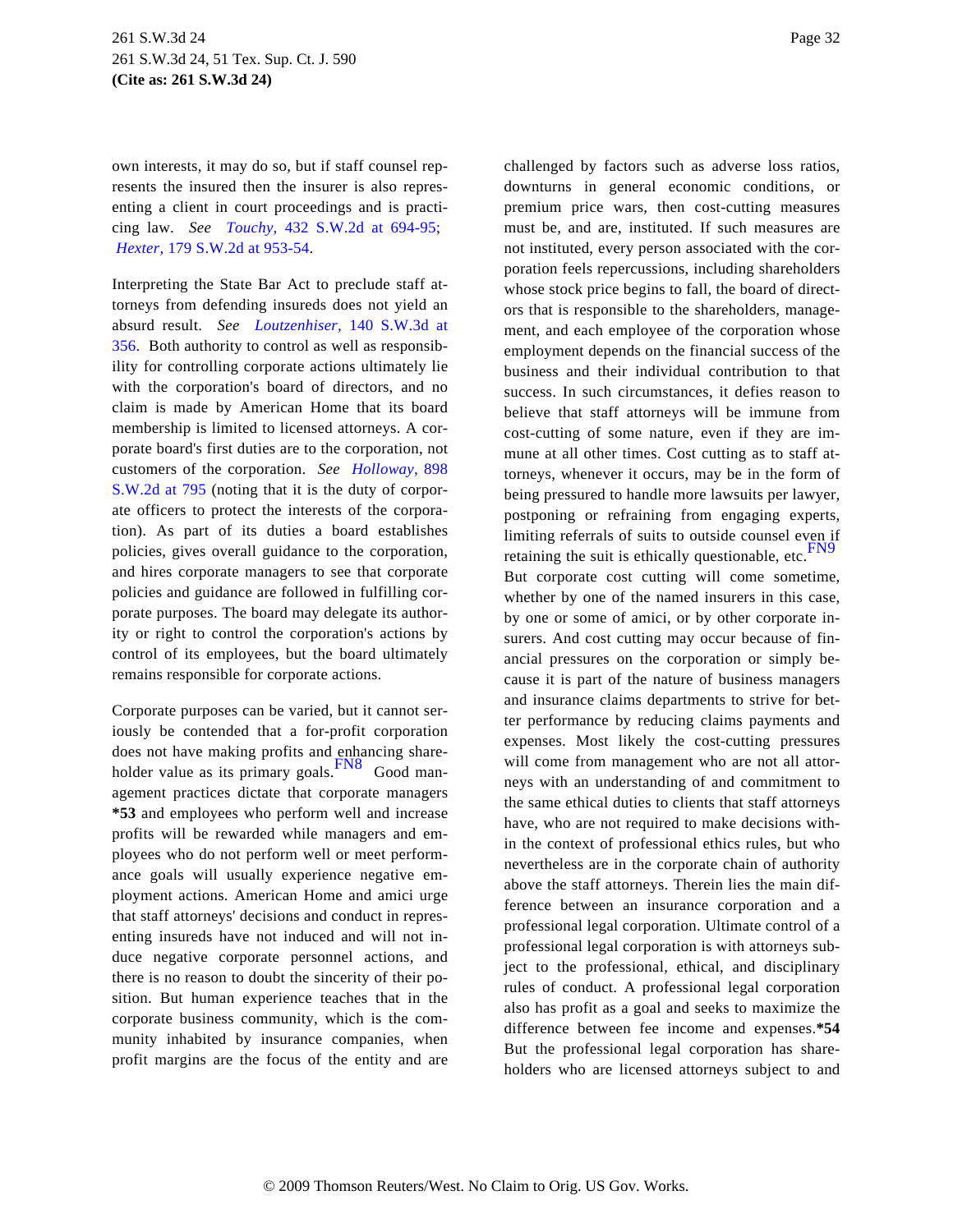own interests, it may do so, but if staff counsel represents the insured then the insurer is also representing a client in court proceedings and is practicing law. *See Touchy,* 432 S.W.2d at 694-95; *Hexter,* 179 S.W.2d at 953-54.

Interpreting the State Bar Act to preclude staff attorneys from defending insureds does not yield an absurd result. *See Loutzenhiser,* 140 S.W.3d at 356. Both authority to control as well as responsibility for controlling corporate actions ultimately lie with the corporation's board of directors, and no claim is made by American Home that its board membership is limited to licensed attorneys. A corporate board's first duties are to the corporation, not customers of the corporation. *See Holloway,* 898 S.W.2d at 795 (noting that it is the duty of corporate officers to protect the interests of the corporation). As part of its duties a board establishes policies, gives overall guidance to the corporation, and hires corporate managers to see that corporate policies and guidance are followed in fulfilling corporate purposes. The board may delegate its authority or right to control the corporation's actions by control of its employees, but the board ultimately remains responsible for corporate actions.

Corporate purposes can be varied, but it cannot seriously be contended that a for-profit corporation does not have making profits and enhancing shareholder value as its primary goals.FN8 Good management practices dictate that corporate managers **\*53** and employees who perform well and increase profits will be rewarded while managers and employees who do not perform well or meet performance goals will usually experience negative employment actions. American Home and amici urge that staff attorneys' decisions and conduct in representing insureds have not induced and will not induce negative corporate personnel actions, and there is no reason to doubt the sincerity of their position. But human experience teaches that in the corporate business community, which is the community inhabited by insurance companies, when profit margins are the focus of the entity and are challenged by factors such as adverse loss ratios, downturns in general economic conditions, or premium price wars, then cost-cutting measures must be, and are, instituted. If such measures are not instituted, every person associated with the corporation feels repercussions, including shareholders whose stock price begins to fall, the board of directors that is responsible to the shareholders, management, and each employee of the corporation whose employment depends on the financial success of the business and their individual contribution to that success. In such circumstances, it defies reason to believe that staff attorneys will be immune from cost-cutting of some nature, even if they are immune at all other times. Cost cutting as to staff attorneys, whenever it occurs, may be in the form of being pressured to handle more lawsuits per lawyer, postponing or refraining from engaging experts, limiting referrals of suits to outside counsel even if retaining the suit is ethically questionable, etc.FN9 But corporate cost cutting will come sometime, whether by one of the named insurers in this case, by one or some of amici, or by other corporate insurers. And cost cutting may occur because of financial pressures on the corporation or simply because it is part of the nature of business managers and insurance claims departments to strive for better performance by reducing claims payments and expenses. Most likely the cost-cutting pressures will come from management who are not all attorneys with an understanding of and commitment to the same ethical duties to clients that staff attorneys have, who are not required to make decisions within the context of professional ethics rules, but who nevertheless are in the corporate chain of authority above the staff attorneys. Therein lies the main difference between an insurance corporation and a professional legal corporation. Ultimate control of a professional legal corporation is with attorneys subject to the professional, ethical, and disciplinary rules of conduct. A professional legal corporation also has profit as a goal and seeks to maximize the difference between fee income and expenses.**\*54** But the professional legal corporation has shareholders who are licensed attorneys subject to and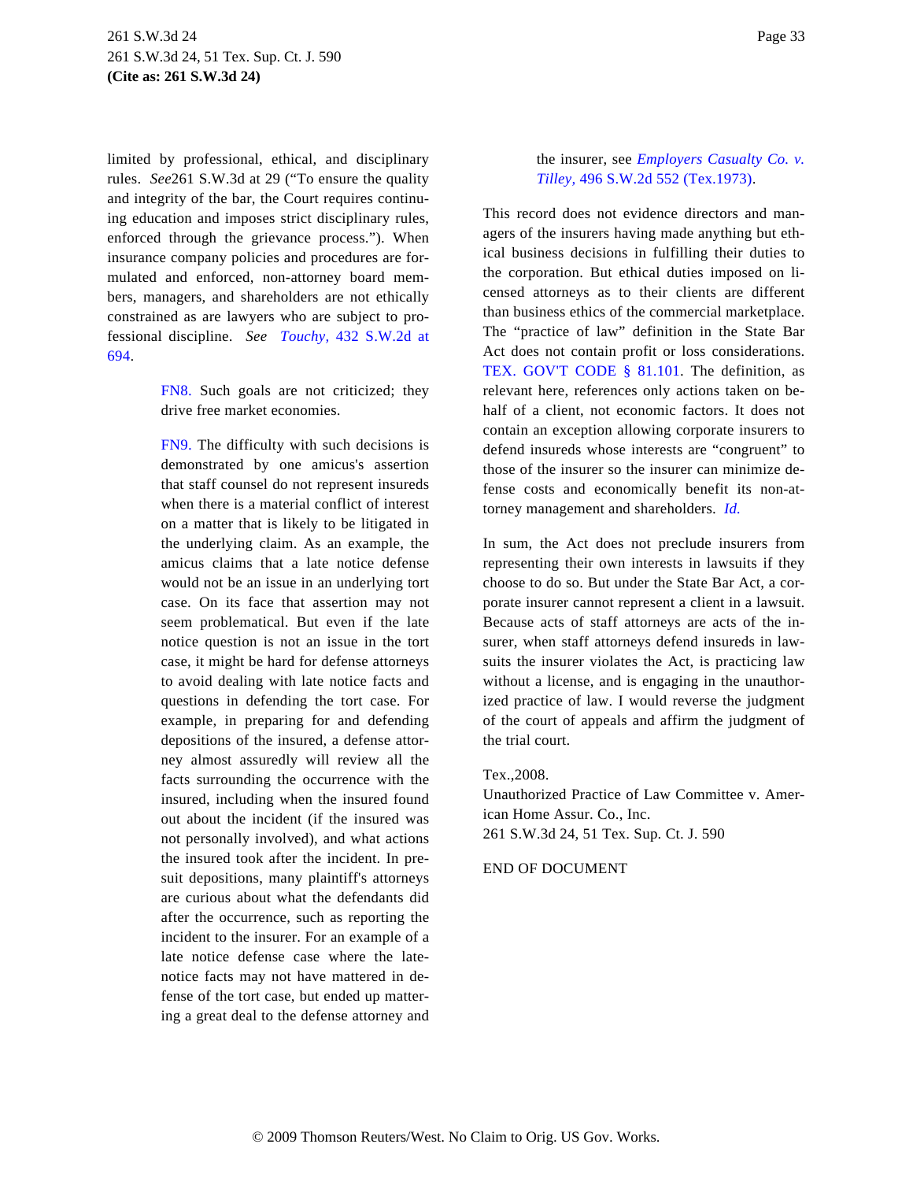limited by professional, ethical, and disciplinary rules. *See*261 S.W.3d at 29 ("To ensure the quality and integrity of the bar, the Court requires continuing education and imposes strict disciplinary rules, enforced through the grievance process."). When insurance company policies and procedures are formulated and enforced, non-attorney board members, managers, and shareholders are not ethically constrained as are lawyers who are subject to professional discipline. *See* *Touchy,* 432 S.W.2d at 694.

> FN8. Such goals are not criticized; they drive free market economies.

> FN9. The difficulty with such decisions is demonstrated by one amicus's assertion that staff counsel do not represent insureds when there is a material conflict of interest on a matter that is likely to be litigated in the underlying claim. As an example, the amicus claims that a late notice defense would not be an issue in an underlying tort case. On its face that assertion may not seem problematical. But even if the late notice question is not an issue in the tort case, it might be hard for defense attorneys to avoid dealing with late notice facts and questions in defending the tort case. For example, in preparing for and defending depositions of the insured, a defense attorney almost assuredly will review all the facts surrounding the occurrence with the insured, including when the insured found out about the incident (if the insured was not personally involved), and what actions the insured took after the incident. In pre-suit depositions, many plaintiff's attorneys are curious about what the defendants did after the occurrence, such as reporting the incident to the insurer. For an example of a late notice defense case where the late-notice facts may not have mattered in defense of the tort case, but ended up mattering a great deal to the defense attorney and the insurer, see *Employers Casualty Co. v. Tilley,* 496 S.W.2d 552 (Tex.1973).

This record does not evidence directors and managers of the insurers having made anything but ethical business decisions in fulfilling their duties to the corporation. But ethical duties imposed on licensed attorneys as to their clients are different than business ethics of the commercial marketplace. The "practice of law" definition in the State Bar Act does not contain profit or loss considerations. TEX. GOV'T CODE § 81.101. The definition, as relevant here, references only actions taken on behalf of a client, not economic factors. It does not contain an exception allowing corporate insurers to defend insureds whose interests are "congruent" to those of the insurer so the insurer can minimize defense costs and economically benefit its non-attorney management and shareholders. *Id.*

In sum, the Act does not preclude insurers from representing their own interests in lawsuits if they choose to do so. But under the State Bar Act, a corporate insurer cannot represent a client in a lawsuit. Because acts of staff attorneys are acts of the insurer, when staff attorneys defend insureds in lawsuits the insurer violates the Act, is practicing law without a license, and is engaging in the unauthorized practice of law. I would reverse the judgment of the court of appeals and affirm the judgment of the trial court.

Tex.,2008.
Unauthorized Practice of Law Committee v. American Home Assur. Co., Inc.
261 S.W.3d 24, 51 Tex. Sup. Ct. J. 590

END OF DOCUMENT